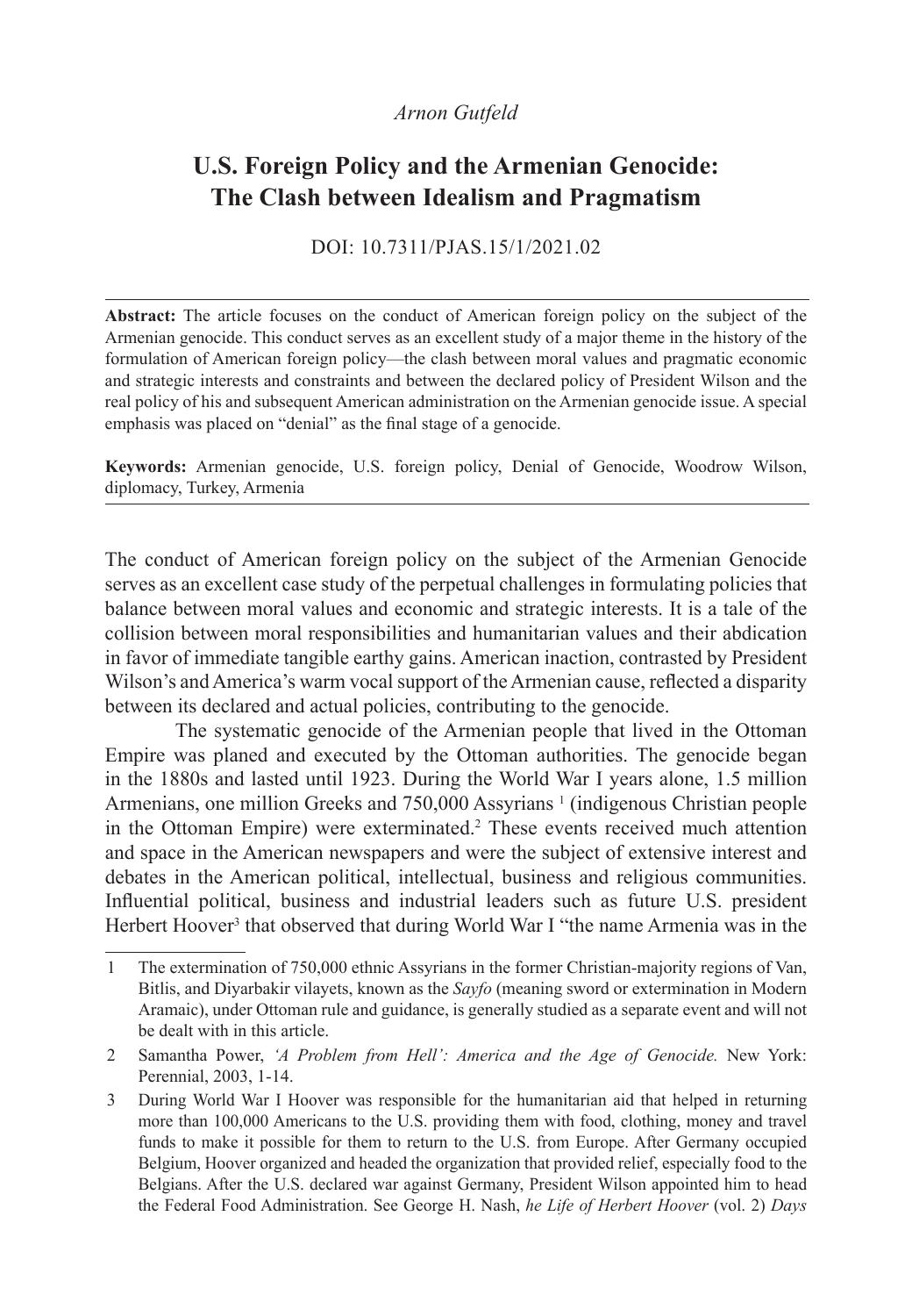*Arnon Gutfeld*

# U.S. Foreign Policy and the Armenian Genocide: The Clash between Idealism and Pragmatism

DOI: 10.7311/PJAS.15/1/2021.02

**Abstract:** The article focuses on the conduct of American foreign policy on the subject of the Armenian genocide. This conduct serves as an excellent study of a major theme in the history of the formulation of American foreign policy—the clash between moral values and pragmatic economic and strategic interests and constraints and between the declared policy of President Wilson and the real policy of his and subsequent American administration on the Armenian genocide issue. A special emphasis was placed on "denial" as the final stage of a genocide.

**Keywords:** Armenian genocide, U.S. foreign policy, Denial of Genocide, Woodrow Wilson, diplomacy, Turkey, Armenia

The conduct of American foreign policy on the subject of the Armenian Genocide serves as an excellent case study of the perpetual challenges in formulating policies that balance between moral values and economic and strategic interests. It is a tale of the collision between moral responsibilities and humanitarian values and their abdication in favor of immediate tangible earthy gains. American inaction, contrasted by President Wilson's and America's warm vocal support of the Armenian cause, reflected a disparity between its declared and actual policies, contributing to the genocide.

The systematic genocide of the Armenian people that lived in the Ottoman Empire was planed and executed by the Ottoman authorities. The genocide began in the 1880s and lasted until 1923. During the World War I years alone, 1.5 million Armenians, one million Greeks and 750,000 Assyrians [1] (indigenous Christian people in the Ottoman Empire) were exterminated.[2] These events received much attention and space in the American newspapers and were the subject of extensive interest and debates in the American political, intellectual, business and religious communities. Influential political, business and industrial leaders such as future U.S. president Herbert Hoover[3] that observed that during World War I "the name Armenia was in the

1 The extermination of 750,000 ethnic Assyrians in the former Christian-majority regions of Van, Bitlis, and Diyarbakir vilayets, known as the *Sayfo* (meaning sword or extermination in Modern Aramaic), under Ottoman rule and guidance, is generally studied as a separate event and will not be dealt with in this article.

2 Samantha Power, *'A Problem from Hell': America and the Age of Genocide.* New York: Perennial, 2003, 1-14.

3 During World War I Hoover was responsible for the humanitarian aid that helped in returning more than 100,000 Americans to the U.S. providing them with food, clothing, money and travel funds to make it possible for them to return to the U.S. from Europe. After Germany occupied Belgium, Hoover organized and headed the organization that provided relief, especially food to the Belgians. After the U.S. declared war against Germany, President Wilson appointed him to head the Federal Food Administration. See George H. Nash, *he Life of Herbert Hoover* (vol. 2) *Days*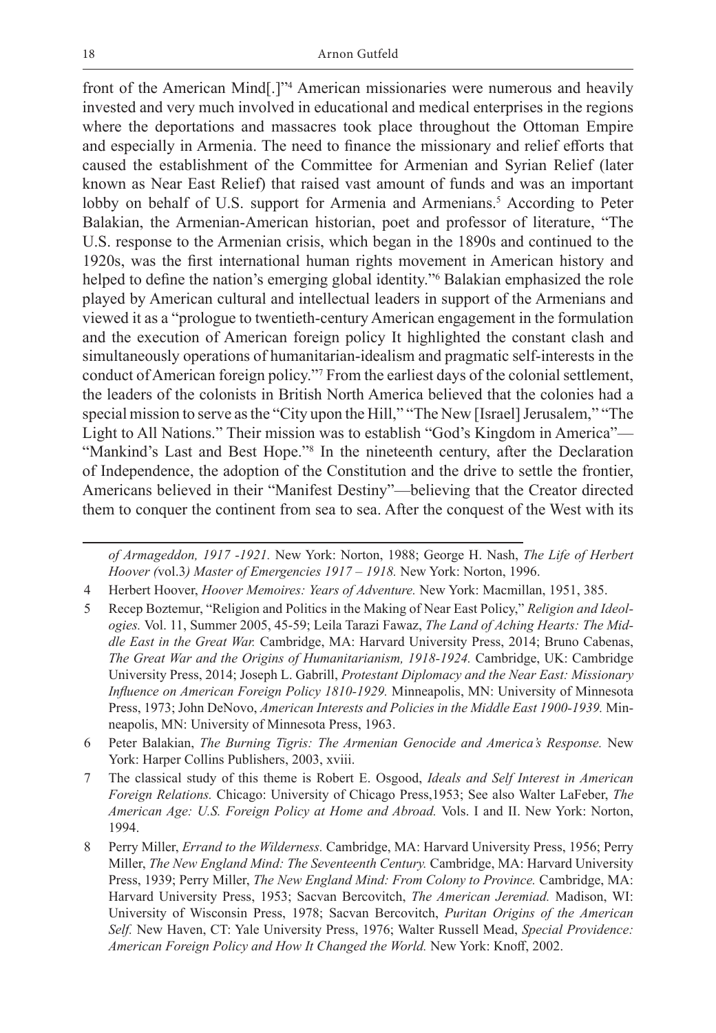front of the American Mind[.]"[4] American missionaries were numerous and heavily invested and very much involved in educational and medical enterprises in the regions where the deportations and massacres took place throughout the Ottoman Empire and especially in Armenia. The need to finance the missionary and relief efforts that caused the establishment of the Committee for Armenian and Syrian Relief (later known as Near East Relief) that raised vast amount of funds and was an important lobby on behalf of U.S. support for Armenia and Armenians.[5] According to Peter Balakian, the Armenian-American historian, poet and professor of literature, "The U.S. response to the Armenian crisis, which began in the 1890s and continued to the 1920s, was the first international human rights movement in American history and helped to define the nation's emerging global identity."[6] Balakian emphasized the role played by American cultural and intellectual leaders in support of the Armenians and viewed it as a "prologue to twentieth-century American engagement in the formulation and the execution of American foreign policy It highlighted the constant clash and simultaneously operations of humanitarian-idealism and pragmatic self-interests in the conduct of American foreign policy."[7] From the earliest days of the colonial settlement, the leaders of the colonists in British North America believed that the colonies had a special mission to serve as the "City upon the Hill," "The New [Israel] Jerusalem," "The Light to All Nations." Their mission was to establish "God's Kingdom in America"—"Mankind's Last and Best Hope."[8] In the nineteenth century, after the Declaration of Independence, the adoption of the Constitution and the drive to settle the frontier, Americans believed in their "Manifest Destiny"—believing that the Creator directed them to conquer the continent from sea to sea. After the conquest of the West with its

---

*of Armageddon, 1917 -1921.* New York: Norton, 1988; George H. Nash, *The Life of Herbert Hoover (*vol.3*) Master of Emergencies 1917 – 1918.* New York: Norton, 1996.

4 Herbert Hoover, *Hoover Memoires: Years of Adventure.* New York: Macmillan, 1951, 385.

5 Recep Boztemur, "Religion and Politics in the Making of Near East Policy," *Religion and Ideologies.* Vol. 11, Summer 2005, 45-59; Leila Tarazi Fawaz, *The Land of Aching Hearts: The Middle East in the Great War.* Cambridge, MA: Harvard University Press, 2014; Bruno Cabenas, *The Great War and the Origins of Humanitarianism, 1918-1924.* Cambridge, UK: Cambridge University Press, 2014; Joseph L. Gabrill, *Protestant Diplomacy and the Near East: Missionary Influence on American Foreign Policy 1810-1929.* Minneapolis, MN: University of Minnesota Press, 1973; John DeNovo, *American Interests and Policies in the Middle East 1900-1939.* Minneapolis, MN: University of Minnesota Press, 1963.

6 Peter Balakian, *The Burning Tigris: The Armenian Genocide and America's Response.* New York: Harper Collins Publishers, 2003, xviii.

7 The classical study of this theme is Robert E. Osgood, *Ideals and Self Interest in American Foreign Relations.* Chicago: University of Chicago Press,1953; See also Walter LaFeber, *The American Age: U.S. Foreign Policy at Home and Abroad.* Vols. I and II. New York: Norton, 1994.

8 Perry Miller, *Errand to the Wilderness.* Cambridge, MA: Harvard University Press, 1956; Perry Miller, *The New England Mind: The Seventeenth Century.* Cambridge, MA: Harvard University Press, 1939; Perry Miller, *The New England Mind: From Colony to Province.* Cambridge, MA: Harvard University Press, 1953; Sacvan Bercovitch, *The American Jeremiad.* Madison, WI: University of Wisconsin Press, 1978; Sacvan Bercovitch, *Puritan Origins of the American Self.* New Haven, CT: Yale University Press, 1976; Walter Russell Mead, *Special Providence: American Foreign Policy and How It Changed the World.* New York: Knoff, 2002.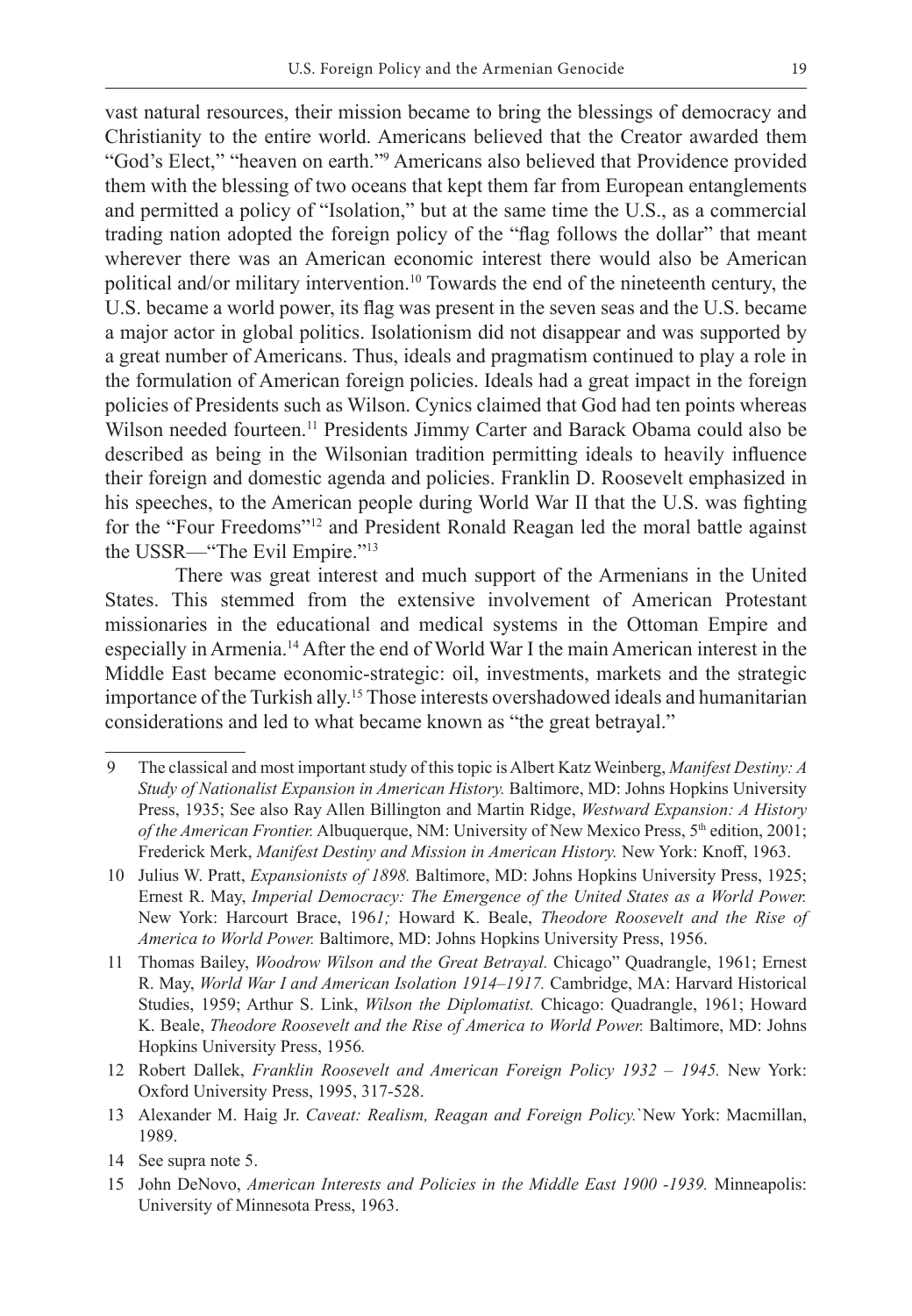vast natural resources, their mission became to bring the blessings of democracy and Christianity to the entire world. Americans believed that the Creator awarded them "God's Elect," "heaven on earth."[9] Americans also believed that Providence provided them with the blessing of two oceans that kept them far from European entanglements and permitted a policy of "Isolation," but at the same time the U.S., as a commercial trading nation adopted the foreign policy of the "flag follows the dollar" that meant wherever there was an American economic interest there would also be American political and/or military intervention.[10] Towards the end of the nineteenth century, the U.S. became a world power, its flag was present in the seven seas and the U.S. became a major actor in global politics. Isolationism did not disappear and was supported by a great number of Americans. Thus, ideals and pragmatism continued to play a role in the formulation of American foreign policies. Ideals had a great impact in the foreign policies of Presidents such as Wilson. Cynics claimed that God had ten points whereas Wilson needed fourteen.[11] Presidents Jimmy Carter and Barack Obama could also be described as being in the Wilsonian tradition permitting ideals to heavily influence their foreign and domestic agenda and policies. Franklin D. Roosevelt emphasized in his speeches, to the American people during World War II that the U.S. was fighting for the "Four Freedoms"[12] and President Ronald Reagan led the moral battle against the USSR—"The Evil Empire."[13]

There was great interest and much support of the Armenians in the United States. This stemmed from the extensive involvement of American Protestant missionaries in the educational and medical systems in the Ottoman Empire and especially in Armenia.[14] After the end of World War I the main American interest in the Middle East became economic-strategic: oil, investments, markets and the strategic importance of the Turkish ally.[15] Those interests overshadowed ideals and humanitarian considerations and led to what became known as "the great betrayal."

---

9 The classical and most important study of this topic is Albert Katz Weinberg, *Manifest Destiny: A Study of Nationalist Expansion in American History.* Baltimore, MD: Johns Hopkins University Press, 1935; See also Ray Allen Billington and Martin Ridge, *Westward Expansion: A History of the American Frontier.* Albuquerque, NM: University of New Mexico Press, 5th edition, 2001; Frederick Merk, *Manifest Destiny and Mission in American History.* New York: Knoff, 1963.

10 Julius W. Pratt, *Expansionists of 1898.* Baltimore, MD: Johns Hopkins University Press, 1925; Ernest R. May, *Imperial Democracy: The Emergence of the United States as a World Power.* New York: Harcourt Brace, 1961; Howard K. Beale, *Theodore Roosevelt and the Rise of America to World Power.* Baltimore, MD: Johns Hopkins University Press, 1956.

11 Thomas Bailey, *Woodrow Wilson and the Great Betrayal.* Chicago" Quadrangle, 1961; Ernest R. May, *World War I and American Isolation 1914–1917.* Cambridge, MA: Harvard Historical Studies, 1959; Arthur S. Link, *Wilson the Diplomatist.* Chicago: Quadrangle, 1961; Howard K. Beale, *Theodore Roosevelt and the Rise of America to World Power.* Baltimore, MD: Johns Hopkins University Press, 1956.

12 Robert Dallek, *Franklin Roosevelt and American Foreign Policy 1932 – 1945.* New York: Oxford University Press, 1995, 317-528.

13 Alexander M. Haig Jr. *Caveat: Realism, Reagan and Foreign Policy.*`New York: Macmillan, 1989.

14 See supra note 5.

15 John DeNovo, *American Interests and Policies in the Middle East 1900 -1939.* Minneapolis: University of Minnesota Press, 1963.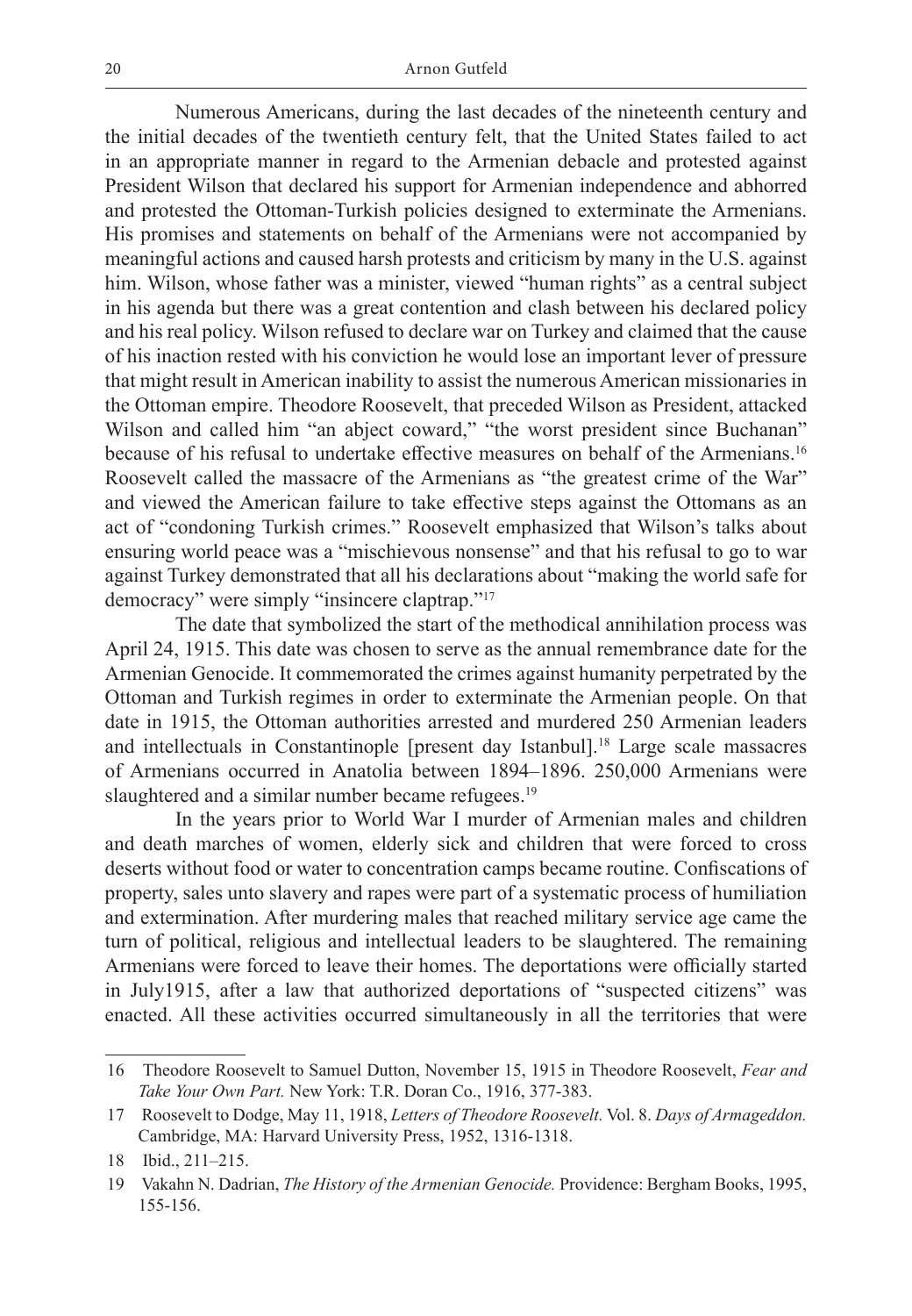Numerous Americans, during the last decades of the nineteenth century and the initial decades of the twentieth century felt, that the United States failed to act in an appropriate manner in regard to the Armenian debacle and protested against President Wilson that declared his support for Armenian independence and abhorred and protested the Ottoman-Turkish policies designed to exterminate the Armenians. His promises and statements on behalf of the Armenians were not accompanied by meaningful actions and caused harsh protests and criticism by many in the U.S. against him. Wilson, whose father was a minister, viewed "human rights" as a central subject in his agenda but there was a great contention and clash between his declared policy and his real policy. Wilson refused to declare war on Turkey and claimed that the cause of his inaction rested with his conviction he would lose an important lever of pressure that might result in American inability to assist the numerous American missionaries in the Ottoman empire. Theodore Roosevelt, that preceded Wilson as President, attacked Wilson and called him "an abject coward," "the worst president since Buchanan" because of his refusal to undertake effective measures on behalf of the Armenians.[16] Roosevelt called the massacre of the Armenians as "the greatest crime of the War" and viewed the American failure to take effective steps against the Ottomans as an act of "condoning Turkish crimes." Roosevelt emphasized that Wilson's talks about ensuring world peace was a "mischievous nonsense" and that his refusal to go to war against Turkey demonstrated that all his declarations about "making the world safe for democracy" were simply "insincere claptrap."[17]

The date that symbolized the start of the methodical annihilation process was April 24, 1915. This date was chosen to serve as the annual remembrance date for the Armenian Genocide. It commemorated the crimes against humanity perpetrated by the Ottoman and Turkish regimes in order to exterminate the Armenian people. On that date in 1915, the Ottoman authorities arrested and murdered 250 Armenian leaders and intellectuals in Constantinople [present day Istanbul].[18] Large scale massacres of Armenians occurred in Anatolia between 1894–1896. 250,000 Armenians were slaughtered and a similar number became refugees.[19]

In the years prior to World War I murder of Armenian males and children and death marches of women, elderly sick and children that were forced to cross deserts without food or water to concentration camps became routine. Confiscations of property, sales unto slavery and rapes were part of a systematic process of humiliation and extermination. After murdering males that reached military service age came the turn of political, religious and intellectual leaders to be slaughtered. The remaining Armenians were forced to leave their homes. The deportations were officially started in July1915, after a law that authorized deportations of "suspected citizens" was enacted. All these activities occurred simultaneously in all the territories that were

---

16 Theodore Roosevelt to Samuel Dutton, November 15, 1915 in Theodore Roosevelt, *Fear and Take Your Own Part.* New York: T.R. Doran Co., 1916, 377-383.

17 Roosevelt to Dodge, May 11, 1918, *Letters of Theodore Roosevelt.* Vol. 8. *Days of Armageddon.* Cambridge, MA: Harvard University Press, 1952, 1316-1318.

18 Ibid., 211–215.

19 Vakahn N. Dadrian, *The History of the Armenian Genocide.* Providence: Bergham Books, 1995, 155-156.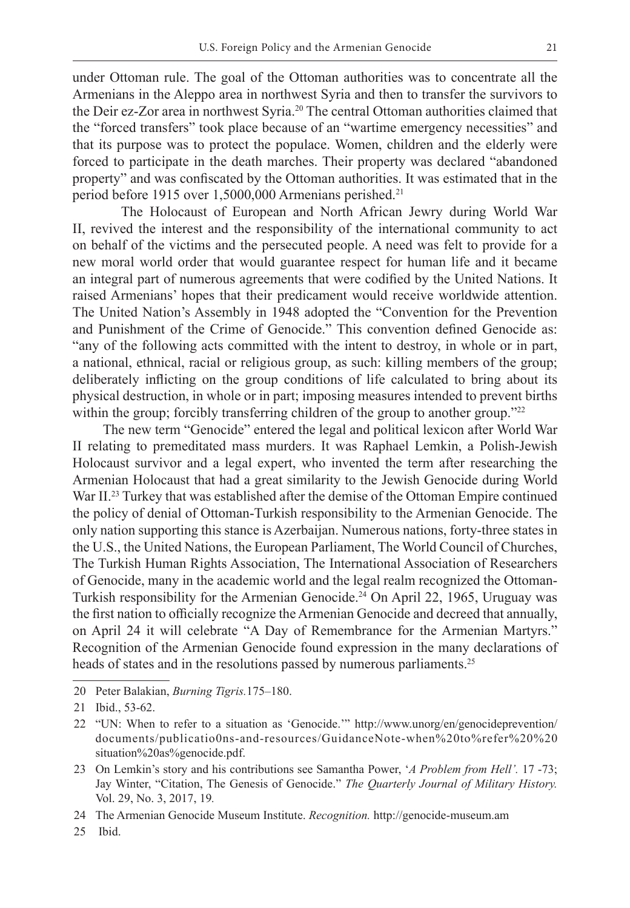under Ottoman rule. The goal of the Ottoman authorities was to concentrate all the Armenians in the Aleppo area in northwest Syria and then to transfer the survivors to the Deir ez-Zor area in northwest Syria.[20] The central Ottoman authorities claimed that the "forced transfers" took place because of an "wartime emergency necessities" and that its purpose was to protect the populace. Women, children and the elderly were forced to participate in the death marches. Their property was declared "abandoned property" and was confiscated by the Ottoman authorities. It was estimated that in the period before 1915 over 1,5000,000 Armenians perished.[21]

The Holocaust of European and North African Jewry during World War II, revived the interest and the responsibility of the international community to act on behalf of the victims and the persecuted people. A need was felt to provide for a new moral world order that would guarantee respect for human life and it became an integral part of numerous agreements that were codified by the United Nations. It raised Armenians' hopes that their predicament would receive worldwide attention. The United Nation's Assembly in 1948 adopted the "Convention for the Prevention and Punishment of the Crime of Genocide." This convention defined Genocide as: "any of the following acts committed with the intent to destroy, in whole or in part, a national, ethnical, racial or religious group, as such: killing members of the group; deliberately inflicting on the group conditions of life calculated to bring about its physical destruction, in whole or in part; imposing measures intended to prevent births within the group; forcibly transferring children of the group to another group."[22]

The new term "Genocide" entered the legal and political lexicon after World War II relating to premeditated mass murders. It was Raphael Lemkin, a Polish-Jewish Holocaust survivor and a legal expert, who invented the term after researching the Armenian Holocaust that had a great similarity to the Jewish Genocide during World War II.[23] Turkey that was established after the demise of the Ottoman Empire continued the policy of denial of Ottoman-Turkish responsibility to the Armenian Genocide. The only nation supporting this stance is Azerbaijan. Numerous nations, forty-three states in the U.S., the United Nations, the European Parliament, The World Council of Churches, The Turkish Human Rights Association, The International Association of Researchers of Genocide, many in the academic world and the legal realm recognized the Ottoman-Turkish responsibility for the Armenian Genocide.[24] On April 22, 1965, Uruguay was the first nation to officially recognize the Armenian Genocide and decreed that annually, on April 24 it will celebrate "A Day of Remembrance for the Armenian Martyrs." Recognition of the Armenian Genocide found expression in the many declarations of heads of states and in the resolutions passed by numerous parliaments.[25]

---

20 Peter Balakian, *Burning Tigris.*175–180.

21 Ibid., 53-62.

22 "UN: When to refer to a situation as 'Genocide.'" http://www.unorg/en/genocideprevention/documents/publicatio0ns-and-resources/GuidanceNote-when%20to%refer%20%20situation%20as%genocide.pdf.

23 On Lemkin's story and his contributions see Samantha Power, '*A Problem from Hell'.* 17 -73; Jay Winter, "Citation, The Genesis of Genocide." *The Quarterly Journal of Military History.* Vol. 29, No. 3, 2017, 19.

24 The Armenian Genocide Museum Institute. *Recognition.* http://genocide-museum.am

25 Ibid.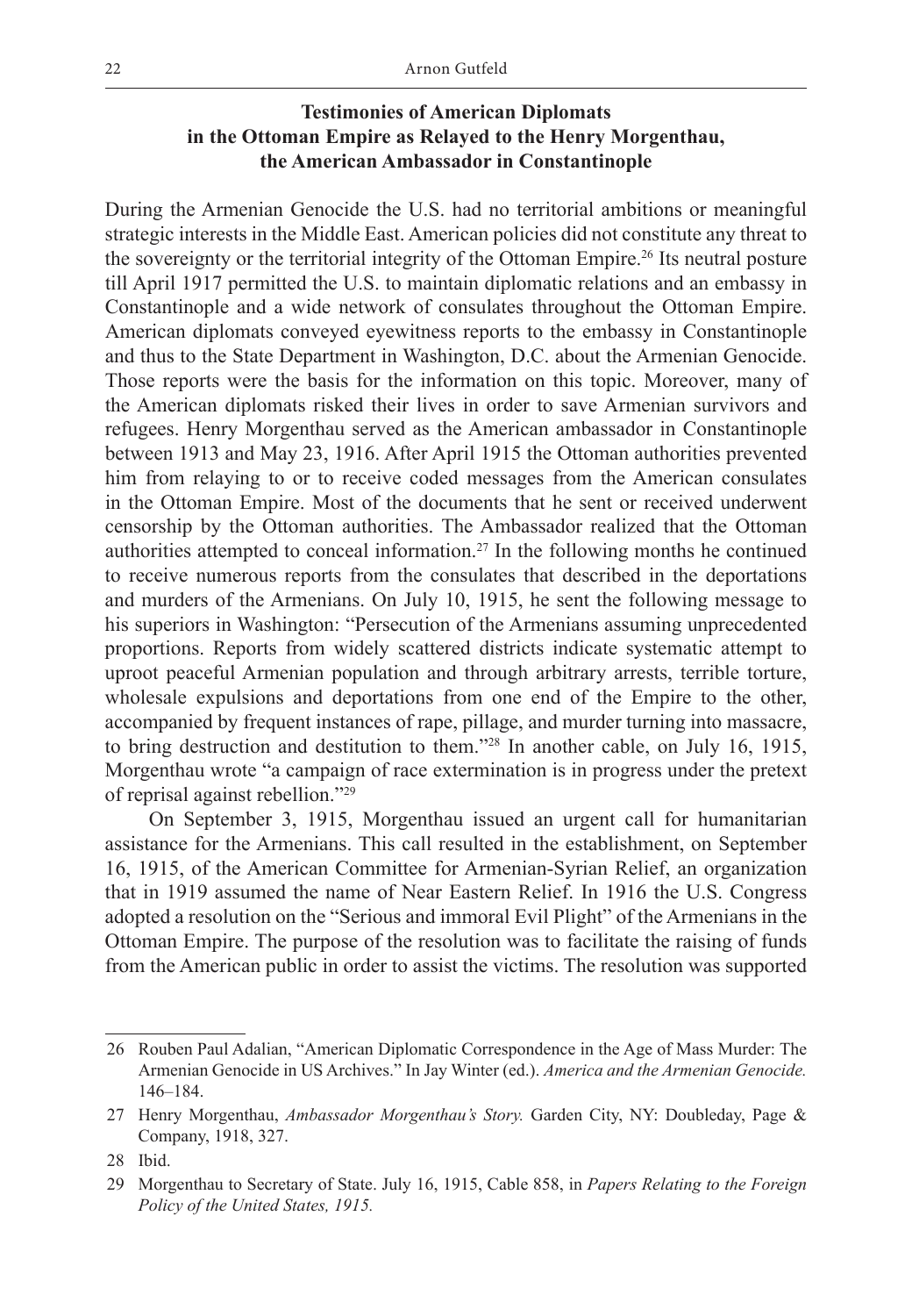## Testimonies of American Diplomats in the Ottoman Empire as Relayed to the Henry Morgenthau, the American Ambassador in Constantinople

During the Armenian Genocide the U.S. had no territorial ambitions or meaningful strategic interests in the Middle East. American policies did not constitute any threat to the sovereignty or the territorial integrity of the Ottoman Empire.[26] Its neutral posture till April 1917 permitted the U.S. to maintain diplomatic relations and an embassy in Constantinople and a wide network of consulates throughout the Ottoman Empire. American diplomats conveyed eyewitness reports to the embassy in Constantinople and thus to the State Department in Washington, D.C. about the Armenian Genocide. Those reports were the basis for the information on this topic. Moreover, many of the American diplomats risked their lives in order to save Armenian survivors and refugees. Henry Morgenthau served as the American ambassador in Constantinople between 1913 and May 23, 1916. After April 1915 the Ottoman authorities prevented him from relaying to or to receive coded messages from the American consulates in the Ottoman Empire. Most of the documents that he sent or received underwent censorship by the Ottoman authorities. The Ambassador realized that the Ottoman authorities attempted to conceal information.[27] In the following months he continued to receive numerous reports from the consulates that described in the deportations and murders of the Armenians. On July 10, 1915, he sent the following message to his superiors in Washington: "Persecution of the Armenians assuming unprecedented proportions. Reports from widely scattered districts indicate systematic attempt to uproot peaceful Armenian population and through arbitrary arrests, terrible torture, wholesale expulsions and deportations from one end of the Empire to the other, accompanied by frequent instances of rape, pillage, and murder turning into massacre, to bring destruction and destitution to them."[28] In another cable, on July 16, 1915, Morgenthau wrote "a campaign of race extermination is in progress under the pretext of reprisal against rebellion."[29]

On September 3, 1915, Morgenthau issued an urgent call for humanitarian assistance for the Armenians. This call resulted in the establishment, on September 16, 1915, of the American Committee for Armenian-Syrian Relief, an organization that in 1919 assumed the name of Near Eastern Relief. In 1916 the U.S. Congress adopted a resolution on the "Serious and immoral Evil Plight" of the Armenians in the Ottoman Empire. The purpose of the resolution was to facilitate the raising of funds from the American public in order to assist the victims. The resolution was supported

---

26 Rouben Paul Adalian, "American Diplomatic Correspondence in the Age of Mass Murder: The Armenian Genocide in US Archives." In Jay Winter (ed.). *America and the Armenian Genocide.* 146–184.

27 Henry Morgenthau, *Ambassador Morgenthau's Story.* Garden City, NY: Doubleday, Page & Company, 1918, 327.

28 Ibid.

29 Morgenthau to Secretary of State. July 16, 1915, Cable 858, in *Papers Relating to the Foreign Policy of the United States, 1915.*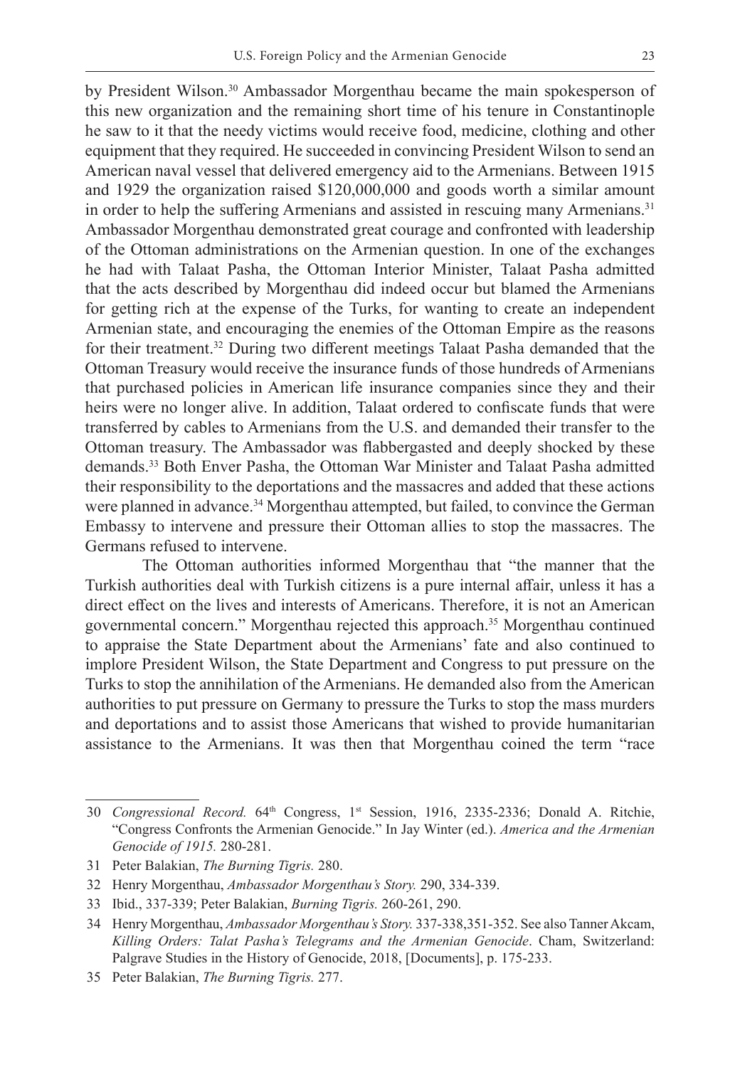by President Wilson.[30] Ambassador Morgenthau became the main spokesperson of this new organization and the remaining short time of his tenure in Constantinople he saw to it that the needy victims would receive food, medicine, clothing and other equipment that they required. He succeeded in convincing President Wilson to send an American naval vessel that delivered emergency aid to the Armenians. Between 1915 and 1929 the organization raised $120,000,000 and goods worth a similar amount in order to help the suffering Armenians and assisted in rescuing many Armenians.[31] Ambassador Morgenthau demonstrated great courage and confronted with leadership of the Ottoman administrations on the Armenian question. In one of the exchanges he had with Talaat Pasha, the Ottoman Interior Minister, Talaat Pasha admitted that the acts described by Morgenthau did indeed occur but blamed the Armenians for getting rich at the expense of the Turks, for wanting to create an independent Armenian state, and encouraging the enemies of the Ottoman Empire as the reasons for their treatment.[32] During two different meetings Talaat Pasha demanded that the Ottoman Treasury would receive the insurance funds of those hundreds of Armenians that purchased policies in American life insurance companies since they and their heirs were no longer alive. In addition, Talaat ordered to confiscate funds that were transferred by cables to Armenians from the U.S. and demanded their transfer to the Ottoman treasury. The Ambassador was flabbergasted and deeply shocked by these demands.[33] Both Enver Pasha, the Ottoman War Minister and Talaat Pasha admitted their responsibility to the deportations and the massacres and added that these actions were planned in advance.[34] Morgenthau attempted, but failed, to convince the German Embassy to intervene and pressure their Ottoman allies to stop the massacres. The Germans refused to intervene.

The Ottoman authorities informed Morgenthau that "the manner that the Turkish authorities deal with Turkish citizens is a pure internal affair, unless it has a direct effect on the lives and interests of Americans. Therefore, it is not an American governmental concern." Morgenthau rejected this approach.[35] Morgenthau continued to appraise the State Department about the Armenians' fate and also continued to implore President Wilson, the State Department and Congress to put pressure on the Turks to stop the annihilation of the Armenians. He demanded also from the American authorities to put pressure on Germany to pressure the Turks to stop the mass murders and deportations and to assist those Americans that wished to provide humanitarian assistance to the Armenians. It was then that Morgenthau coined the term "race

---

30 *Congressional Record.* 64th Congress, 1st Session, 1916, 2335-2336; Donald A. Ritchie, "Congress Confronts the Armenian Genocide." In Jay Winter (ed.). *America and the Armenian Genocide of 1915.* 280-281.

31 Peter Balakian, *The Burning Tigris.* 280.

32 Henry Morgenthau, *Ambassador Morgenthau's Story.* 290, 334-339.

33 Ibid., 337-339; Peter Balakian, *Burning Tigris.* 260-261, 290.

34 Henry Morgenthau, *Ambassador Morgenthau's Story.* 337-338,351-352. See also Tanner Akcam, *Killing Orders: Talat Pasha's Telegrams and the Armenian Genocide*. Cham, Switzerland: Palgrave Studies in the History of Genocide, 2018, [Documents], p. 175-233.

35 Peter Balakian, *The Burning Tigris.* 277.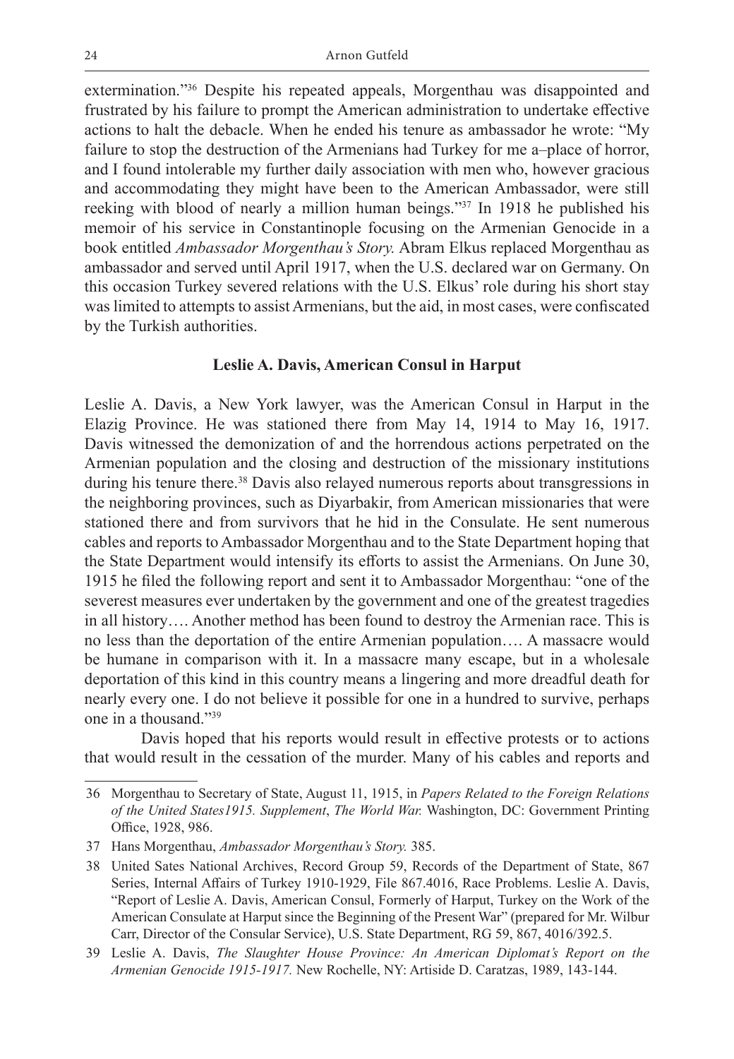extermination."[36] Despite his repeated appeals, Morgenthau was disappointed and frustrated by his failure to prompt the American administration to undertake effective actions to halt the debacle. When he ended his tenure as ambassador he wrote: "My failure to stop the destruction of the Armenians had Turkey for me a–place of horror, and I found intolerable my further daily association with men who, however gracious and accommodating they might have been to the American Ambassador, were still reeking with blood of nearly a million human beings."[37] In 1918 he published his memoir of his service in Constantinople focusing on the Armenian Genocide in a book entitled *Ambassador Morgenthau's Story.* Abram Elkus replaced Morgenthau as ambassador and served until April 1917, when the U.S. declared war on Germany. On this occasion Turkey severed relations with the U.S. Elkus' role during his short stay was limited to attempts to assist Armenians, but the aid, in most cases, were confiscated by the Turkish authorities.

## Leslie A. Davis, American Consul in Harput

Leslie A. Davis, a New York lawyer, was the American Consul in Harput in the Elazig Province. He was stationed there from May 14, 1914 to May 16, 1917. Davis witnessed the demonization of and the horrendous actions perpetrated on the Armenian population and the closing and destruction of the missionary institutions during his tenure there.[38] Davis also relayed numerous reports about transgressions in the neighboring provinces, such as Diyarbakir, from American missionaries that were stationed there and from survivors that he hid in the Consulate. He sent numerous cables and reports to Ambassador Morgenthau and to the State Department hoping that the State Department would intensify its efforts to assist the Armenians. On June 30, 1915 he filed the following report and sent it to Ambassador Morgenthau: "one of the severest measures ever undertaken by the government and one of the greatest tragedies in all history…. Another method has been found to destroy the Armenian race. This is no less than the deportation of the entire Armenian population…. A massacre would be humane in comparison with it. In a massacre many escape, but in a wholesale deportation of this kind in this country means a lingering and more dreadful death for nearly every one. I do not believe it possible for one in a hundred to survive, perhaps one in a thousand."[39]

Davis hoped that his reports would result in effective protests or to actions that would result in the cessation of the murder. Many of his cables and reports and

---

36 Morgenthau to Secretary of State, August 11, 1915, in *Papers Related to the Foreign Relations of the United States1915. Supplement*, *The World War.* Washington, DC: Government Printing Office, 1928, 986.

37 Hans Morgenthau, *Ambassador Morgenthau's Story.* 385.

38 United Sates National Archives, Record Group 59, Records of the Department of State, 867 Series, Internal Affairs of Turkey 1910-1929, File 867.4016, Race Problems. Leslie A. Davis, "Report of Leslie A. Davis, American Consul, Formerly of Harput, Turkey on the Work of the American Consulate at Harput since the Beginning of the Present War" (prepared for Mr. Wilbur Carr, Director of the Consular Service), U.S. State Department, RG 59, 867, 4016/392.5.

39 Leslie A. Davis, *The Slaughter House Province: An American Diplomat's Report on the Armenian Genocide 1915-1917.* New Rochelle, NY: Artiside D. Caratzas, 1989, 143-144.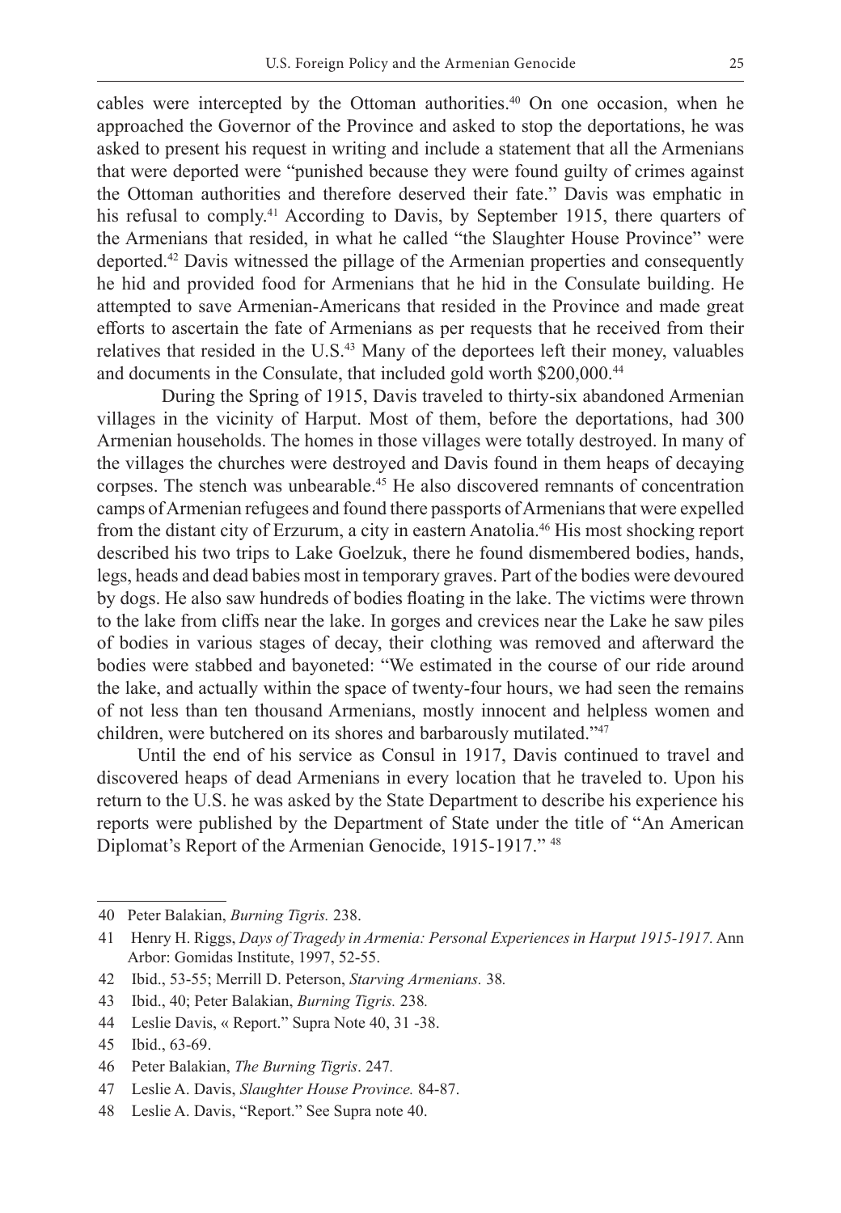cables were intercepted by the Ottoman authorities.[40] On one occasion, when he approached the Governor of the Province and asked to stop the deportations, he was asked to present his request in writing and include a statement that all the Armenians that were deported were "punished because they were found guilty of crimes against the Ottoman authorities and therefore deserved their fate." Davis was emphatic in his refusal to comply.[41] According to Davis, by September 1915, there quarters of the Armenians that resided, in what he called "the Slaughter House Province" were deported.[42] Davis witnessed the pillage of the Armenian properties and consequently he hid and provided food for Armenians that he hid in the Consulate building. He attempted to save Armenian-Americans that resided in the Province and made great efforts to ascertain the fate of Armenians as per requests that he received from their relatives that resided in the U.S.[43] Many of the deportees left their money, valuables and documents in the Consulate, that included gold worth $200,000.[44]

During the Spring of 1915, Davis traveled to thirty-six abandoned Armenian villages in the vicinity of Harput. Most of them, before the deportations, had 300 Armenian households. The homes in those villages were totally destroyed. In many of the villages the churches were destroyed and Davis found in them heaps of decaying corpses. The stench was unbearable.[45] He also discovered remnants of concentration camps of Armenian refugees and found there passports of Armenians that were expelled from the distant city of Erzurum, a city in eastern Anatolia.[46] His most shocking report described his two trips to Lake Goelzuk, there he found dismembered bodies, hands, legs, heads and dead babies most in temporary graves. Part of the bodies were devoured by dogs. He also saw hundreds of bodies floating in the lake. The victims were thrown to the lake from cliffs near the lake. In gorges and crevices near the Lake he saw piles of bodies in various stages of decay, their clothing was removed and afterward the bodies were stabbed and bayoneted: "We estimated in the course of our ride around the lake, and actually within the space of twenty-four hours, we had seen the remains of not less than ten thousand Armenians, mostly innocent and helpless women and children, were butchered on its shores and barbarously mutilated."[47]

Until the end of his service as Consul in 1917, Davis continued to travel and discovered heaps of dead Armenians in every location that he traveled to. Upon his return to the U.S. he was asked by the State Department to describe his experience his reports were published by the Department of State under the title of "An American Diplomat's Report of the Armenian Genocide, 1915-1917." [48]

---

40 Peter Balakian, *Burning Tigris.* 238.

41 Henry H. Riggs, *Days of Tragedy in Armenia: Personal Experiences in Harput 1915-1917.* Ann Arbor: Gomidas Institute, 1997, 52-55.

42 Ibid., 53-55; Merrill D. Peterson, *Starving Armenians.* 38*.*

43 Ibid., 40; Peter Balakian, *Burning Tigris.* 238*.*

44 Leslie Davis, « Report." Supra Note 40, 31 -38.

45 Ibid., 63-69.

46 Peter Balakian, *The Burning Tigris*. 247*.*

47 Leslie A. Davis, *Slaughter House Province.* 84-87.

48 Leslie A. Davis, "Report." See Supra note 40.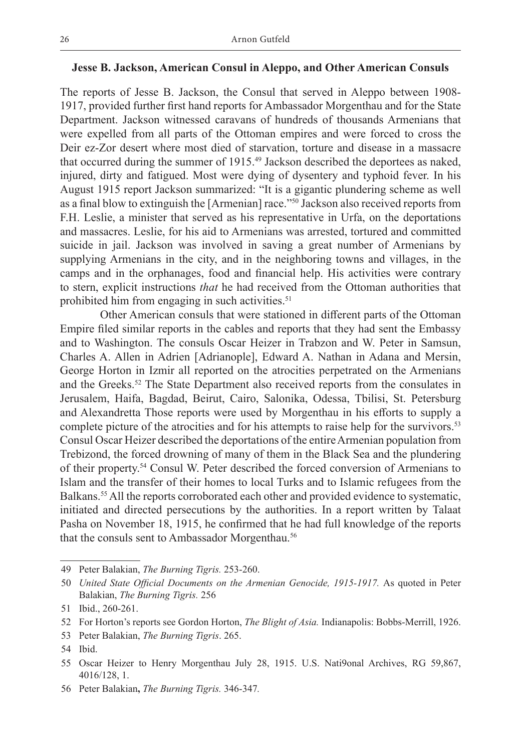**Jesse B. Jackson, American Consul in Aleppo, and Other American Consuls**

The reports of Jesse B. Jackson, the Consul that served in Aleppo between 1908-1917, provided further first hand reports for Ambassador Morgenthau and for the State Department. Jackson witnessed caravans of hundreds of thousands Armenians that were expelled from all parts of the Ottoman empires and were forced to cross the Deir ez-Zor desert where most died of starvation, torture and disease in a massacre that occurred during the summer of 1915.[49] Jackson described the deportees as naked, injured, dirty and fatigued. Most were dying of dysentery and typhoid fever. In his August 1915 report Jackson summarized: "It is a gigantic plundering scheme as well as a final blow to extinguish the [Armenian] race."[50] Jackson also received reports from F.H. Leslie, a minister that served as his representative in Urfa, on the deportations and massacres. Leslie, for his aid to Armenians was arrested, tortured and committed suicide in jail. Jackson was involved in saving a great number of Armenians by supplying Armenians in the city, and in the neighboring towns and villages, in the camps and in the orphanages, food and financial help. His activities were contrary to stern, explicit instructions *that* he had received from the Ottoman authorities that prohibited him from engaging in such activities.[51]

Other American consuls that were stationed in different parts of the Ottoman Empire filed similar reports in the cables and reports that they had sent the Embassy and to Washington. The consuls Oscar Heizer in Trabzon and W. Peter in Samsun, Charles A. Allen in Adrien [Adrianople], Edward A. Nathan in Adana and Mersin, George Horton in Izmir all reported on the atrocities perpetrated on the Armenians and the Greeks.[52] The State Department also received reports from the consulates in Jerusalem, Haifa, Bagdad, Beirut, Cairo, Salonika, Odessa, Tbilisi, St. Petersburg and Alexandretta Those reports were used by Morgenthau in his efforts to supply a complete picture of the atrocities and for his attempts to raise help for the survivors.[53] Consul Oscar Heizer described the deportations of the entire Armenian population from Trebizond, the forced drowning of many of them in the Black Sea and the plundering of their property.[54] Consul W. Peter described the forced conversion of Armenians to Islam and the transfer of their homes to local Turks and to Islamic refugees from the Balkans.[55] All the reports corroborated each other and provided evidence to systematic, initiated and directed persecutions by the authorities. In a report written by Talaat Pasha on November 18, 1915, he confirmed that he had full knowledge of the reports that the consuls sent to Ambassador Morgenthau.[56]

---

49 Peter Balakian, *The Burning Tigris.* 253-260.

50 *United State Official Documents on the Armenian Genocide, 1915-1917.* As quoted in Peter Balakian, *The Burning Tigris.* 256

51 Ibid., 260-261.

52 For Horton's reports see Gordon Horton, *The Blight of Asia.* Indianapolis: Bobbs-Merrill, 1926.

53 Peter Balakian, *The Burning Tigris*. 265.

54 Ibid.

55 Oscar Heizer to Henry Morgenthau July 28, 1915. U.S. Nati9onal Archives, RG 59,867, 4016/128, 1.

56 Peter Balakian**,** *The Burning Tigris.* 346-347*.*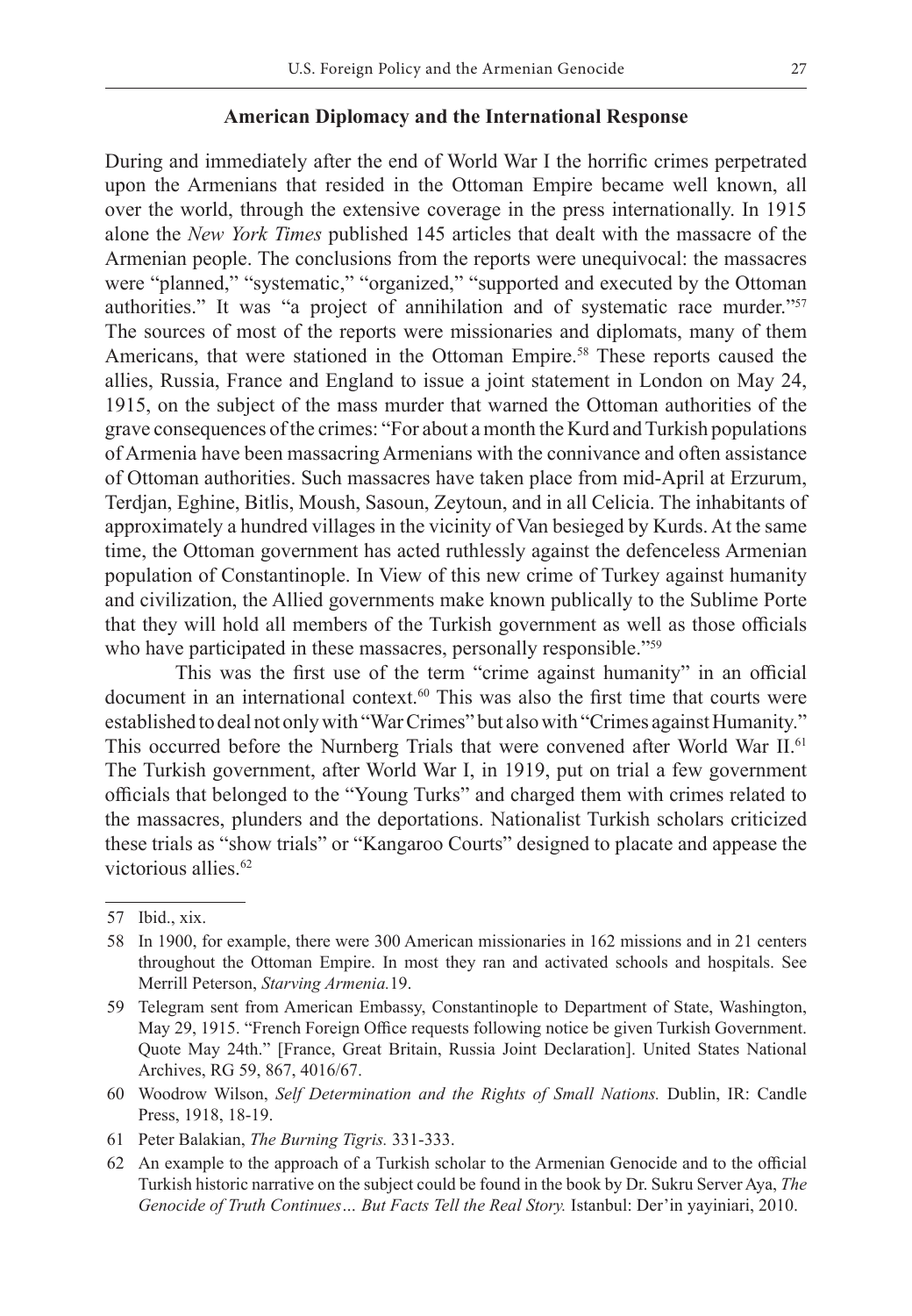## American Diplomacy and the International Response

During and immediately after the end of World War I the horrific crimes perpetrated upon the Armenians that resided in the Ottoman Empire became well known, all over the world, through the extensive coverage in the press internationally. In 1915 alone the *New York Times* published 145 articles that dealt with the massacre of the Armenian people. The conclusions from the reports were unequivocal: the massacres were "planned," "systematic," "organized," "supported and executed by the Ottoman authorities." It was "a project of annihilation and of systematic race murder."[57] The sources of most of the reports were missionaries and diplomats, many of them Americans, that were stationed in the Ottoman Empire.[58] These reports caused the allies, Russia, France and England to issue a joint statement in London on May 24, 1915, on the subject of the mass murder that warned the Ottoman authorities of the grave consequences of the crimes: "For about a month the Kurd and Turkish populations of Armenia have been massacring Armenians with the connivance and often assistance of Ottoman authorities. Such massacres have taken place from mid-April at Erzurum, Terdjan, Eghine, Bitlis, Moush, Sasoun, Zeytoun, and in all Celicia. The inhabitants of approximately a hundred villages in the vicinity of Van besieged by Kurds. At the same time, the Ottoman government has acted ruthlessly against the defenceless Armenian population of Constantinople. In View of this new crime of Turkey against humanity and civilization, the Allied governments make known publically to the Sublime Porte that they will hold all members of the Turkish government as well as those officials who have participated in these massacres, personally responsible."[59]

This was the first use of the term "crime against humanity" in an official document in an international context.[60] This was also the first time that courts were established to deal not only with "War Crimes" but also with "Crimes against Humanity." This occurred before the Nurnberg Trials that were convened after World War II.[61] The Turkish government, after World War I, in 1919, put on trial a few government officials that belonged to the "Young Turks" and charged them with crimes related to the massacres, plunders and the deportations. Nationalist Turkish scholars criticized these trials as "show trials" or "Kangaroo Courts" designed to placate and appease the victorious allies.[62]

---

57 Ibid., xix.

58 In 1900, for example, there were 300 American missionaries in 162 missions and in 21 centers throughout the Ottoman Empire. In most they ran and activated schools and hospitals. See Merrill Peterson, *Starving Armenia.*19.

59 Telegram sent from American Embassy, Constantinople to Department of State, Washington, May 29, 1915. "French Foreign Office requests following notice be given Turkish Government. Quote May 24th." [France, Great Britain, Russia Joint Declaration]. United States National Archives, RG 59, 867, 4016/67.

60 Woodrow Wilson, *Self Determination and the Rights of Small Nations.* Dublin, IR: Candle Press, 1918, 18-19.

61 Peter Balakian, *The Burning Tigris.* 331-333.

62 An example to the approach of a Turkish scholar to the Armenian Genocide and to the official Turkish historic narrative on the subject could be found in the book by Dr. Sukru Server Aya, *The Genocide of Truth Continues… But Facts Tell the Real Story.* Istanbul: Der'in yayiniari, 2010.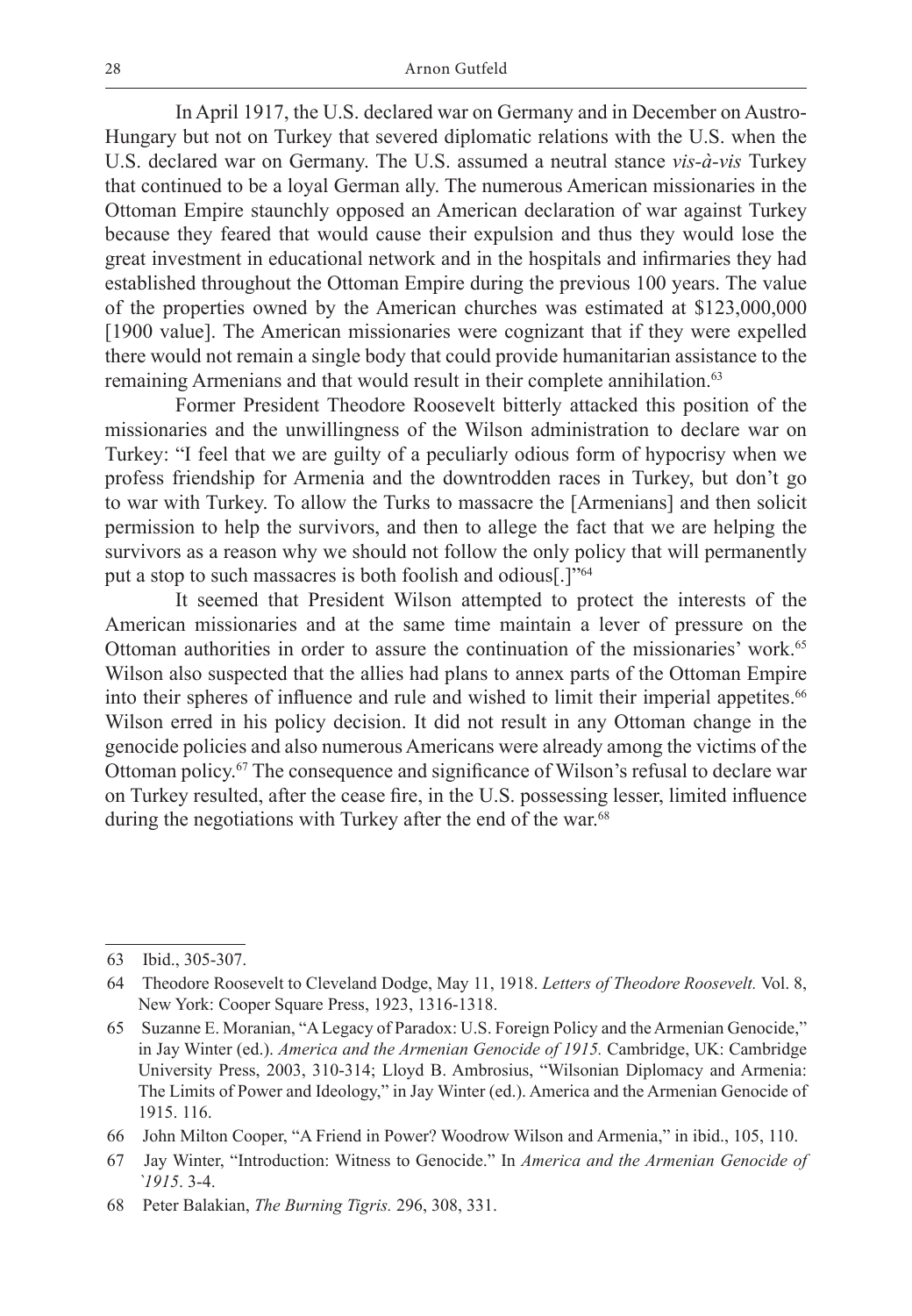In April 1917, the U.S. declared war on Germany and in December on Austro-Hungary but not on Turkey that severed diplomatic relations with the U.S. when the U.S. declared war on Germany. The U.S. assumed a neutral stance *vis-à-vis* Turkey that continued to be a loyal German ally. The numerous American missionaries in the Ottoman Empire staunchly opposed an American declaration of war against Turkey because they feared that would cause their expulsion and thus they would lose the great investment in educational network and in the hospitals and infirmaries they had established throughout the Ottoman Empire during the previous 100 years. The value of the properties owned by the American churches was estimated at $123,000,000 [1900 value]. The American missionaries were cognizant that if they were expelled there would not remain a single body that could provide humanitarian assistance to the remaining Armenians and that would result in their complete annihilation.[63]

Former President Theodore Roosevelt bitterly attacked this position of the missionaries and the unwillingness of the Wilson administration to declare war on Turkey: "I feel that we are guilty of a peculiarly odious form of hypocrisy when we profess friendship for Armenia and the downtrodden races in Turkey, but don't go to war with Turkey. To allow the Turks to massacre the [Armenians] and then solicit permission to help the survivors, and then to allege the fact that we are helping the survivors as a reason why we should not follow the only policy that will permanently put a stop to such massacres is both foolish and odious[.]"[64]

It seemed that President Wilson attempted to protect the interests of the American missionaries and at the same time maintain a lever of pressure on the Ottoman authorities in order to assure the continuation of the missionaries' work.[65] Wilson also suspected that the allies had plans to annex parts of the Ottoman Empire into their spheres of influence and rule and wished to limit their imperial appetites.[66] Wilson erred in his policy decision. It did not result in any Ottoman change in the genocide policies and also numerous Americans were already among the victims of the Ottoman policy.[67] The consequence and significance of Wilson's refusal to declare war on Turkey resulted, after the cease fire, in the U.S. possessing lesser, limited influence during the negotiations with Turkey after the end of the war.[68]

---

63 Ibid., 305-307.

64 Theodore Roosevelt to Cleveland Dodge, May 11, 1918. *Letters of Theodore Roosevelt.* Vol. 8, New York: Cooper Square Press, 1923, 1316-1318.

65 Suzanne E. Moranian, "A Legacy of Paradox: U.S. Foreign Policy and the Armenian Genocide," in Jay Winter (ed.). *America and the Armenian Genocide of 1915.* Cambridge, UK: Cambridge University Press, 2003, 310-314; Lloyd B. Ambrosius, "Wilsonian Diplomacy and Armenia: The Limits of Power and Ideology," in Jay Winter (ed.). America and the Armenian Genocide of 1915. 116.

66 John Milton Cooper, "A Friend in Power? Woodrow Wilson and Armenia," in ibid., 105, 110.

67 Jay Winter, "Introduction: Witness to Genocide." In *America and the Armenian Genocide of `1915*. 3-4.

68 Peter Balakian, *The Burning Tigris.* 296, 308, 331.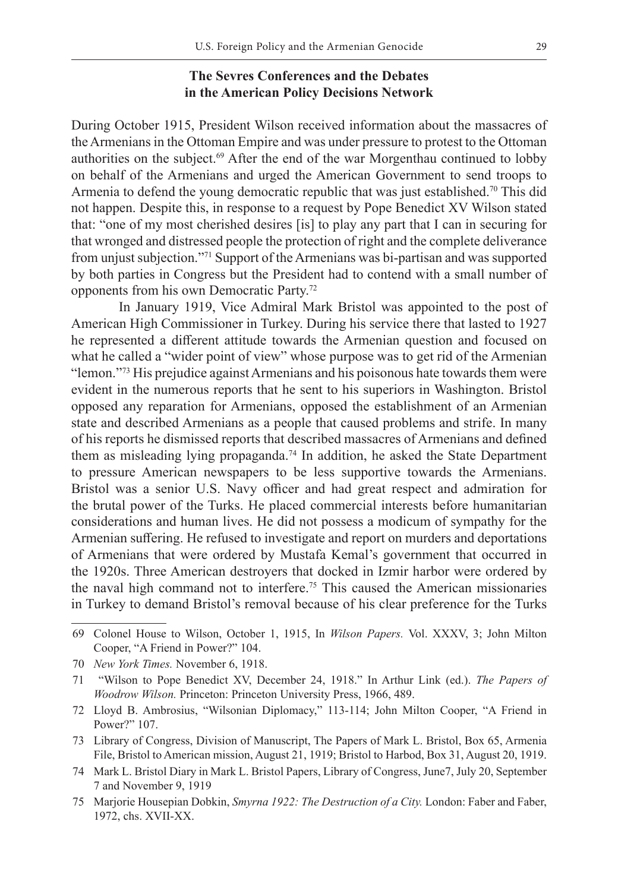## The Sevres Conferences and the Debates in the American Policy Decisions Network

During October 1915, President Wilson received information about the massacres of the Armenians in the Ottoman Empire and was under pressure to protest to the Ottoman authorities on the subject.[69] After the end of the war Morgenthau continued to lobby on behalf of the Armenians and urged the American Government to send troops to Armenia to defend the young democratic republic that was just established.[70] This did not happen. Despite this, in response to a request by Pope Benedict XV Wilson stated that: "one of my most cherished desires [is] to play any part that I can in securing for that wronged and distressed people the protection of right and the complete deliverance from unjust subjection."[71] Support of the Armenians was bi-partisan and was supported by both parties in Congress but the President had to contend with a small number of opponents from his own Democratic Party.[72]

In January 1919, Vice Admiral Mark Bristol was appointed to the post of American High Commissioner in Turkey. During his service there that lasted to 1927 he represented a different attitude towards the Armenian question and focused on what he called a "wider point of view" whose purpose was to get rid of the Armenian "lemon."[73] His prejudice against Armenians and his poisonous hate towards them were evident in the numerous reports that he sent to his superiors in Washington. Bristol opposed any reparation for Armenians, opposed the establishment of an Armenian state and described Armenians as a people that caused problems and strife. In many of his reports he dismissed reports that described massacres of Armenians and defined them as misleading lying propaganda.[74] In addition, he asked the State Department to pressure American newspapers to be less supportive towards the Armenians. Bristol was a senior U.S. Navy officer and had great respect and admiration for the brutal power of the Turks. He placed commercial interests before humanitarian considerations and human lives. He did not possess a modicum of sympathy for the Armenian suffering. He refused to investigate and report on murders and deportations of Armenians that were ordered by Mustafa Kemal's government that occurred in the 1920s. Three American destroyers that docked in Izmir harbor were ordered by the naval high command not to interfere.[75] This caused the American missionaries in Turkey to demand Bristol's removal because of his clear preference for the Turks

---

69 Colonel House to Wilson, October 1, 1915, In *Wilson Papers.* Vol. XXXV, 3; John Milton Cooper, "A Friend in Power?" 104.

70 *New York Times.* November 6, 1918.

71 "Wilson to Pope Benedict XV, December 24, 1918." In Arthur Link (ed.). *The Papers of Woodrow Wilson.* Princeton: Princeton University Press, 1966, 489.

72 Lloyd B. Ambrosius, "Wilsonian Diplomacy," 113-114; John Milton Cooper, "A Friend in Power?" 107.

73 Library of Congress, Division of Manuscript, The Papers of Mark L. Bristol, Box 65, Armenia File, Bristol to American mission, August 21, 1919; Bristol to Harbod, Box 31, August 20, 1919.

74 Mark L. Bristol Diary in Mark L. Bristol Papers, Library of Congress, June7, July 20, September 7 and November 9, 1919

75 Marjorie Housepian Dobkin, *Smyrna 1922: The Destruction of a City.* London: Faber and Faber, 1972, chs. XVII-XX.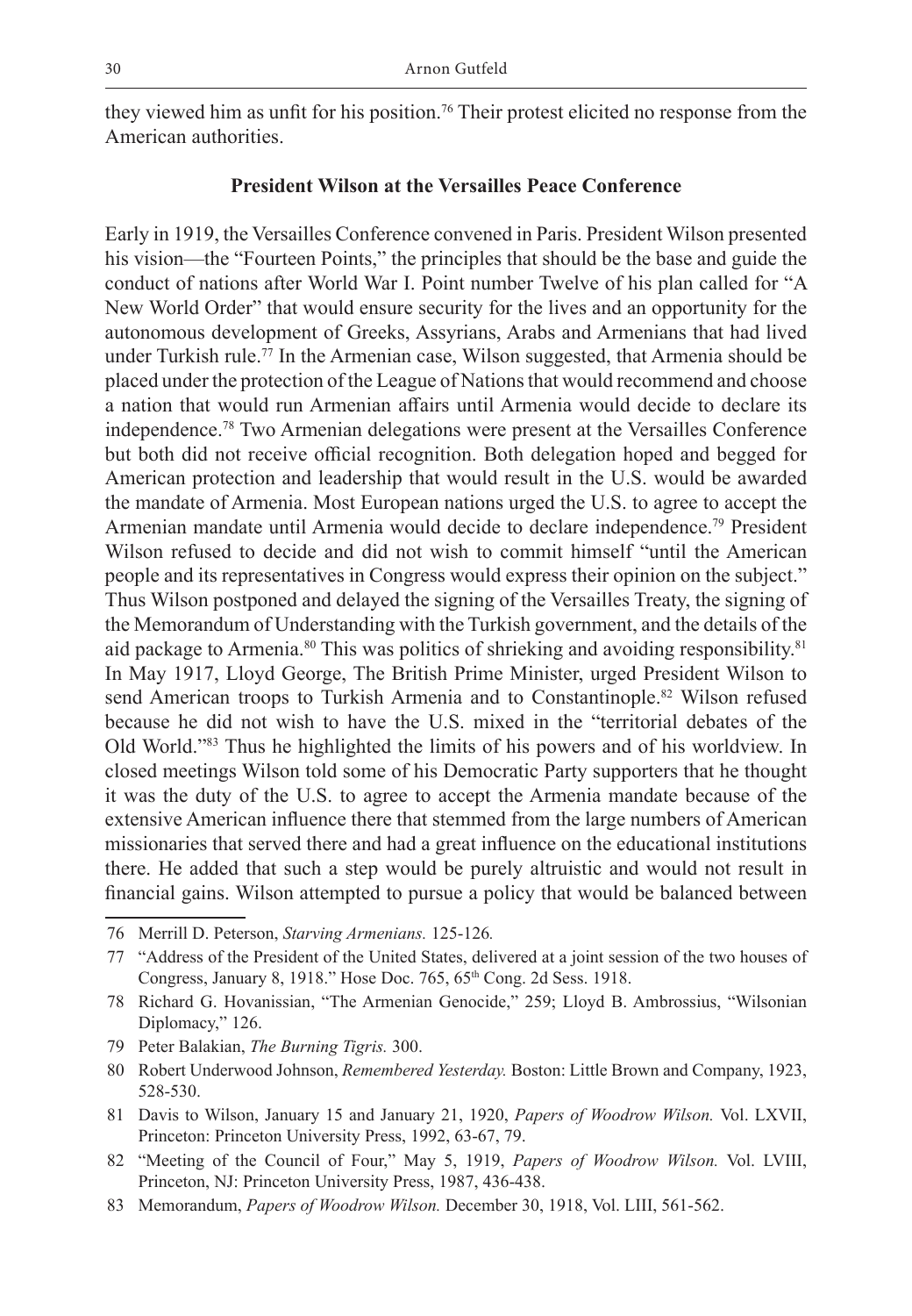they viewed him as unfit for his position.[76] Their protest elicited no response from the American authorities.

## President Wilson at the Versailles Peace Conference

Early in 1919, the Versailles Conference convened in Paris. President Wilson presented his vision—the "Fourteen Points," the principles that should be the base and guide the conduct of nations after World War I. Point number Twelve of his plan called for "A New World Order" that would ensure security for the lives and an opportunity for the autonomous development of Greeks, Assyrians, Arabs and Armenians that had lived under Turkish rule.[77] In the Armenian case, Wilson suggested, that Armenia should be placed under the protection of the League of Nations that would recommend and choose a nation that would run Armenian affairs until Armenia would decide to declare its independence.[78] Two Armenian delegations were present at the Versailles Conference but both did not receive official recognition. Both delegation hoped and begged for American protection and leadership that would result in the U.S. would be awarded the mandate of Armenia. Most European nations urged the U.S. to agree to accept the Armenian mandate until Armenia would decide to declare independence.[79] President Wilson refused to decide and did not wish to commit himself "until the American people and its representatives in Congress would express their opinion on the subject." Thus Wilson postponed and delayed the signing of the Versailles Treaty, the signing of the Memorandum of Understanding with the Turkish government, and the details of the aid package to Armenia.[80] This was politics of shrieking and avoiding responsibility.[81] In May 1917, Lloyd George, The British Prime Minister, urged President Wilson to send American troops to Turkish Armenia and to Constantinople.[82] Wilson refused because he did not wish to have the U.S. mixed in the "territorial debates of the Old World."[83] Thus he highlighted the limits of his powers and of his worldview. In closed meetings Wilson told some of his Democratic Party supporters that he thought it was the duty of the U.S. to agree to accept the Armenia mandate because of the extensive American influence there that stemmed from the large numbers of American missionaries that served there and had a great influence on the educational institutions there. He added that such a step would be purely altruistic and would not result in financial gains. Wilson attempted to pursue a policy that would be balanced between

---

76 Merrill D. Peterson, *Starving Armenians.* 125-126.

77 "Address of the President of the United States, delivered at a joint session of the two houses of Congress, January 8, 1918." Hose Doc. 765, 65th Cong. 2d Sess. 1918.

78 Richard G. Hovanissian, "The Armenian Genocide," 259; Lloyd B. Ambrossius, "Wilsonian Diplomacy," 126.

79 Peter Balakian, *The Burning Tigris.* 300.

80 Robert Underwood Johnson, *Remembered Yesterday.* Boston: Little Brown and Company, 1923, 528-530.

81 Davis to Wilson, January 15 and January 21, 1920, *Papers of Woodrow Wilson.* Vol. LXVII, Princeton: Princeton University Press, 1992, 63-67, 79.

82 "Meeting of the Council of Four," May 5, 1919, *Papers of Woodrow Wilson.* Vol. LVIII, Princeton, NJ: Princeton University Press, 1987, 436-438.

83 Memorandum, *Papers of Woodrow Wilson.* December 30, 1918, Vol. LIII, 561-562.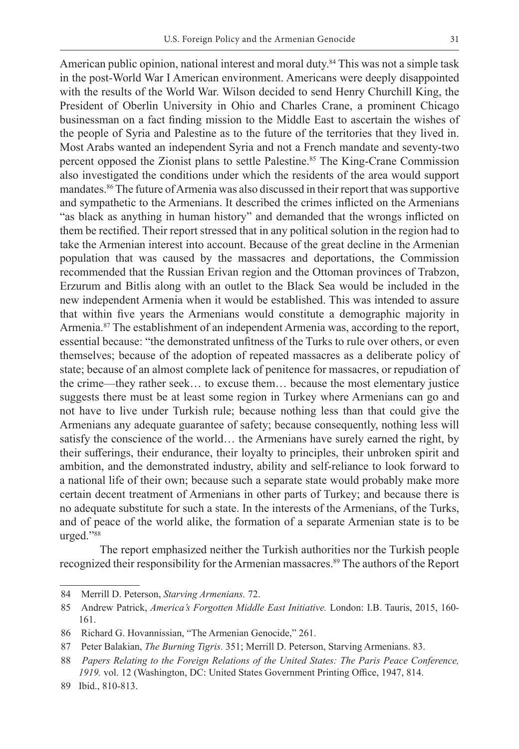American public opinion, national interest and moral duty.[84] This was not a simple task in the post-World War I American environment. Americans were deeply disappointed with the results of the World War. Wilson decided to send Henry Churchill King, the President of Oberlin University in Ohio and Charles Crane, a prominent Chicago businessman on a fact finding mission to the Middle East to ascertain the wishes of the people of Syria and Palestine as to the future of the territories that they lived in. Most Arabs wanted an independent Syria and not a French mandate and seventy-two percent opposed the Zionist plans to settle Palestine.[85] The King-Crane Commission also investigated the conditions under which the residents of the area would support mandates.[86] The future of Armenia was also discussed in their report that was supportive and sympathetic to the Armenians. It described the crimes inflicted on the Armenians "as black as anything in human history" and demanded that the wrongs inflicted on them be rectified. Their report stressed that in any political solution in the region had to take the Armenian interest into account. Because of the great decline in the Armenian population that was caused by the massacres and deportations, the Commission recommended that the Russian Erivan region and the Ottoman provinces of Trabzon, Erzurum and Bitlis along with an outlet to the Black Sea would be included in the new independent Armenia when it would be established. This was intended to assure that within five years the Armenians would constitute a demographic majority in Armenia.[87] The establishment of an independent Armenia was, according to the report, essential because: "the demonstrated unfitness of the Turks to rule over others, or even themselves; because of the adoption of repeated massacres as a deliberate policy of state; because of an almost complete lack of penitence for massacres, or repudiation of the crime—they rather seek… to excuse them… because the most elementary justice suggests there must be at least some region in Turkey where Armenians can go and not have to live under Turkish rule; because nothing less than that could give the Armenians any adequate guarantee of safety; because consequently, nothing less will satisfy the conscience of the world… the Armenians have surely earned the right, by their sufferings, their endurance, their loyalty to principles, their unbroken spirit and ambition, and the demonstrated industry, ability and self-reliance to look forward to a national life of their own; because such a separate state would probably make more certain decent treatment of Armenians in other parts of Turkey; and because there is no adequate substitute for such a state. In the interests of the Armenians, of the Turks, and of peace of the world alike, the formation of a separate Armenian state is to be urged."[88]

The report emphasized neither the Turkish authorities nor the Turkish people recognized their responsibility for the Armenian massacres.[89] The authors of the Report

---

84 Merrill D. Peterson, *Starving Armenians.* 72.

85 Andrew Patrick, *America's Forgotten Middle East Initiative.* London: I.B. Tauris, 2015, 160-161.

86 Richard G. Hovannissian, "The Armenian Genocide," 261.

87 Peter Balakian, *The Burning Tigris.* 351; Merrill D. Peterson, Starving Armenians. 83.

88 *Papers Relating to the Foreign Relations of the United States: The Paris Peace Conference, 1919.* vol. 12 (Washington, DC: United States Government Printing Office, 1947, 814.

89 Ibid., 810-813.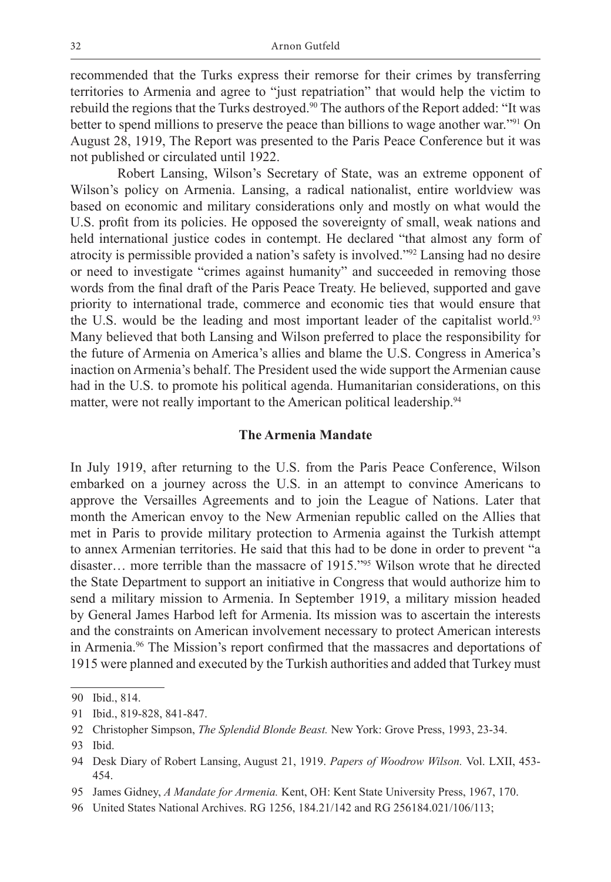recommended that the Turks express their remorse for their crimes by transferring territories to Armenia and agree to "just repatriation" that would help the victim to rebuild the regions that the Turks destroyed.[90] The authors of the Report added: "It was better to spend millions to preserve the peace than billions to wage another war."[91] On August 28, 1919, The Report was presented to the Paris Peace Conference but it was not published or circulated until 1922.

Robert Lansing, Wilson's Secretary of State, was an extreme opponent of Wilson's policy on Armenia. Lansing, a radical nationalist, entire worldview was based on economic and military considerations only and mostly on what would the U.S. profit from its policies. He opposed the sovereignty of small, weak nations and held international justice codes in contempt. He declared "that almost any form of atrocity is permissible provided a nation's safety is involved."[92] Lansing had no desire or need to investigate "crimes against humanity" and succeeded in removing those words from the final draft of the Paris Peace Treaty. He believed, supported and gave priority to international trade, commerce and economic ties that would ensure that the U.S. would be the leading and most important leader of the capitalist world.[93] Many believed that both Lansing and Wilson preferred to place the responsibility for the future of Armenia on America's allies and blame the U.S. Congress in America's inaction on Armenia's behalf. The President used the wide support the Armenian cause had in the U.S. to promote his political agenda. Humanitarian considerations, on this matter, were not really important to the American political leadership.[94]

## The Armenia Mandate

In July 1919, after returning to the U.S. from the Paris Peace Conference, Wilson embarked on a journey across the U.S. in an attempt to convince Americans to approve the Versailles Agreements and to join the League of Nations. Later that month the American envoy to the New Armenian republic called on the Allies that met in Paris to provide military protection to Armenia against the Turkish attempt to annex Armenian territories. He said that this had to be done in order to prevent "a disaster… more terrible than the massacre of 1915."[95] Wilson wrote that he directed the State Department to support an initiative in Congress that would authorize him to send a military mission to Armenia. In September 1919, a military mission headed by General James Harbod left for Armenia. Its mission was to ascertain the interests and the constraints on American involvement necessary to protect American interests in Armenia.[96] The Mission's report confirmed that the massacres and deportations of 1915 were planned and executed by the Turkish authorities and added that Turkey must

---

90 Ibid., 814.

91 Ibid., 819-828, 841-847.

92 Christopher Simpson, *The Splendid Blonde Beast.* New York: Grove Press, 1993, 23-34.

93 Ibid.

94 Desk Diary of Robert Lansing, August 21, 1919. *Papers of Woodrow Wilson.* Vol. LXII, 453-454.

95 James Gidney, *A Mandate for Armenia.* Kent, OH: Kent State University Press, 1967, 170.

96 United States National Archives. RG 1256, 184.21/142 and RG 256184.021/106/113;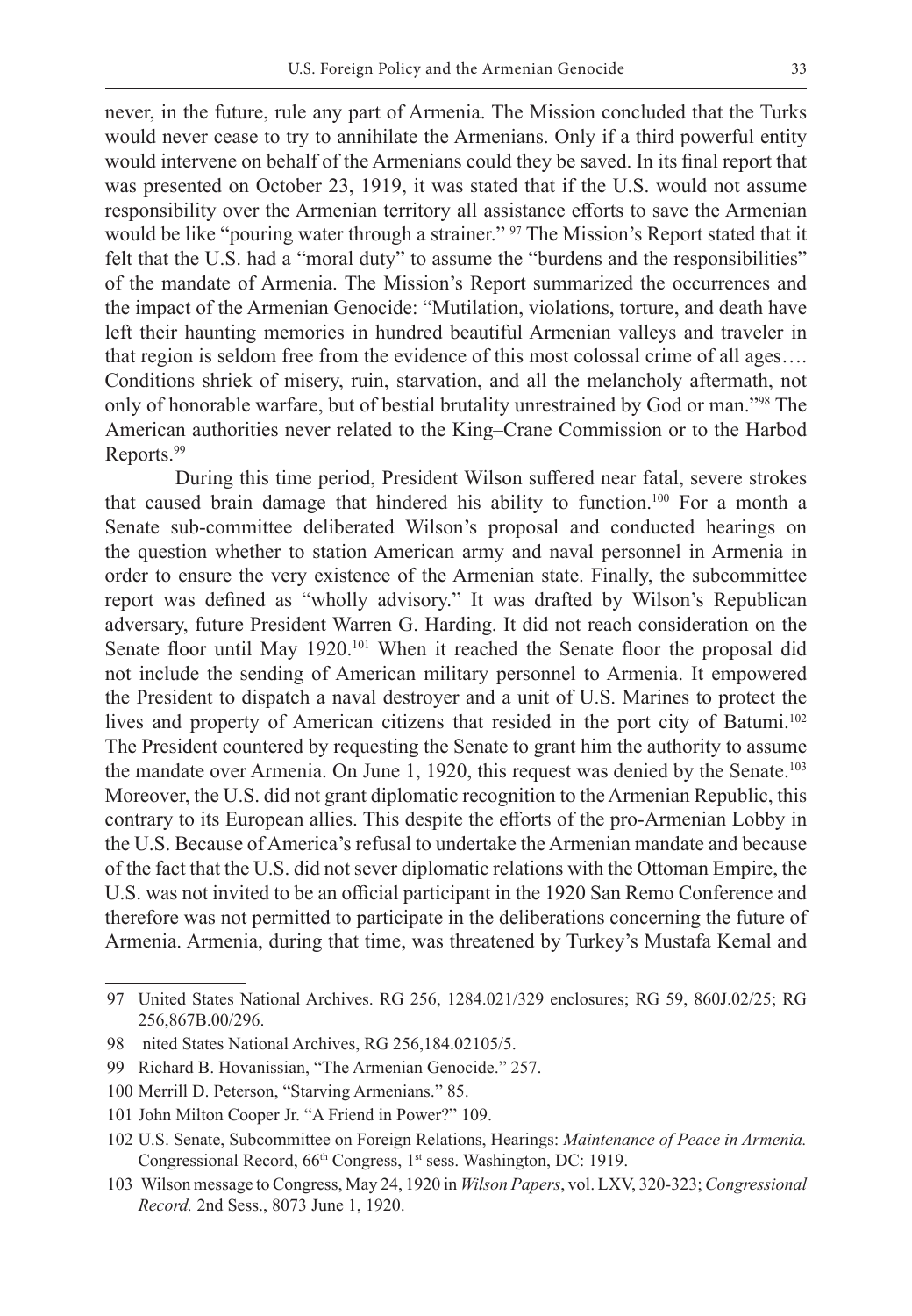never, in the future, rule any part of Armenia. The Mission concluded that the Turks would never cease to try to annihilate the Armenians. Only if a third powerful entity would intervene on behalf of the Armenians could they be saved. In its final report that was presented on October 23, 1919, it was stated that if the U.S. would not assume responsibility over the Armenian territory all assistance efforts to save the Armenian would be like "pouring water through a strainer." [97] The Mission's Report stated that it felt that the U.S. had a "moral duty" to assume the "burdens and the responsibilities" of the mandate of Armenia. The Mission's Report summarized the occurrences and the impact of the Armenian Genocide: "Mutilation, violations, torture, and death have left their haunting memories in hundred beautiful Armenian valleys and traveler in that region is seldom free from the evidence of this most colossal crime of all ages…. Conditions shriek of misery, ruin, starvation, and all the melancholy aftermath, not only of honorable warfare, but of bestial brutality unrestrained by God or man."[98] The American authorities never related to the King–Crane Commission or to the Harbod Reports.[99]

During this time period, President Wilson suffered near fatal, severe strokes that caused brain damage that hindered his ability to function.[100] For a month a Senate sub-committee deliberated Wilson's proposal and conducted hearings on the question whether to station American army and naval personnel in Armenia in order to ensure the very existence of the Armenian state. Finally, the subcommittee report was defined as "wholly advisory." It was drafted by Wilson's Republican adversary, future President Warren G. Harding. It did not reach consideration on the Senate floor until May 1920.[101] When it reached the Senate floor the proposal did not include the sending of American military personnel to Armenia. It empowered the President to dispatch a naval destroyer and a unit of U.S. Marines to protect the lives and property of American citizens that resided in the port city of Batumi.[102] The President countered by requesting the Senate to grant him the authority to assume the mandate over Armenia. On June 1, 1920, this request was denied by the Senate.[103] Moreover, the U.S. did not grant diplomatic recognition to the Armenian Republic, this contrary to its European allies. This despite the efforts of the pro-Armenian Lobby in the U.S. Because of America's refusal to undertake the Armenian mandate and because of the fact that the U.S. did not sever diplomatic relations with the Ottoman Empire, the U.S. was not invited to be an official participant in the 1920 San Remo Conference and therefore was not permitted to participate in the deliberations concerning the future of Armenia. Armenia, during that time, was threatened by Turkey's Mustafa Kemal and

---

97 United States National Archives. RG 256, 1284.021/329 enclosures; RG 59, 860J.02/25; RG 256,867B.00/296.

98 nited States National Archives, RG 256,184.02105/5.

99 Richard B. Hovanissian, "The Armenian Genocide." 257.

100 Merrill D. Peterson, "Starving Armenians." 85.

101 John Milton Cooper Jr. "A Friend in Power?" 109.

102 U.S. Senate, Subcommittee on Foreign Relations, Hearings: *Maintenance of Peace in Armenia.* Congressional Record, 66th Congress, 1st sess. Washington, DC: 1919.

103 Wilson message to Congress, May 24, 1920 in *Wilson Papers*, vol. LXV, 320-323; *Congressional Record.* 2nd Sess., 8073 June 1, 1920.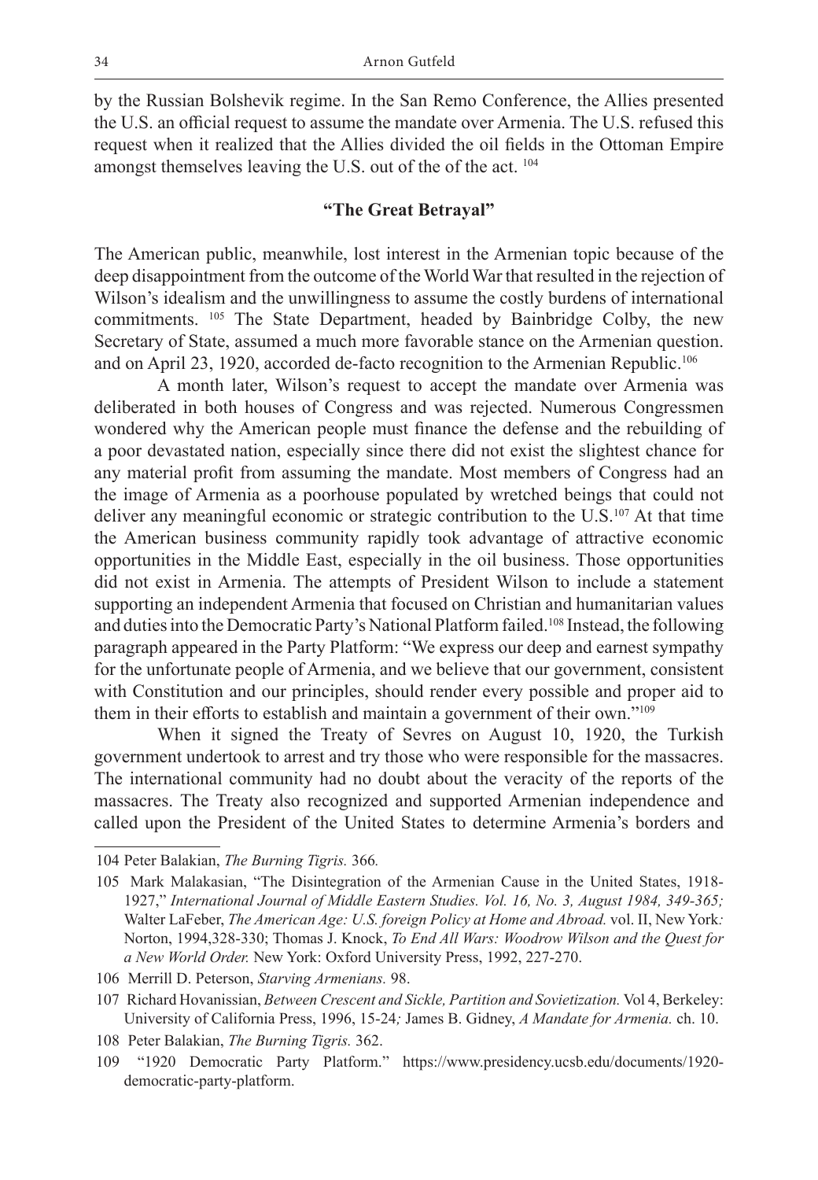by the Russian Bolshevik regime. In the San Remo Conference, the Allies presented the U.S. an official request to assume the mandate over Armenia. The U.S. refused this request when it realized that the Allies divided the oil fields in the Ottoman Empire amongst themselves leaving the U.S. out of the of the act. [104]

## "The Great Betrayal"

The American public, meanwhile, lost interest in the Armenian topic because of the deep disappointment from the outcome of the World War that resulted in the rejection of Wilson's idealism and the unwillingness to assume the costly burdens of international commitments. [105] The State Department, headed by Bainbridge Colby, the new Secretary of State, assumed a much more favorable stance on the Armenian question. and on April 23, 1920, accorded de-facto recognition to the Armenian Republic.[106]

A month later, Wilson's request to accept the mandate over Armenia was deliberated in both houses of Congress and was rejected. Numerous Congressmen wondered why the American people must finance the defense and the rebuilding of a poor devastated nation, especially since there did not exist the slightest chance for any material profit from assuming the mandate. Most members of Congress had an the image of Armenia as a poorhouse populated by wretched beings that could not deliver any meaningful economic or strategic contribution to the U.S.[107] At that time the American business community rapidly took advantage of attractive economic opportunities in the Middle East, especially in the oil business. Those opportunities did not exist in Armenia. The attempts of President Wilson to include a statement supporting an independent Armenia that focused on Christian and humanitarian values and duties into the Democratic Party's National Platform failed.[108] Instead, the following paragraph appeared in the Party Platform: "We express our deep and earnest sympathy for the unfortunate people of Armenia, and we believe that our government, consistent with Constitution and our principles, should render every possible and proper aid to them in their efforts to establish and maintain a government of their own."[109]

When it signed the Treaty of Sevres on August 10, 1920, the Turkish government undertook to arrest and try those who were responsible for the massacres. The international community had no doubt about the veracity of the reports of the massacres. The Treaty also recognized and supported Armenian independence and called upon the President of the United States to determine Armenia's borders and

---

104 Peter Balakian, *The Burning Tigris.* 366*.*

105 Mark Malakasian, "The Disintegration of the Armenian Cause in the United States, 1918-1927," *International Journal of Middle Eastern Studies. Vol. 16, No. 3, August 1984, 349-365;* Walter LaFeber, *The American Age: U.S. foreign Policy at Home and Abroad.* vol. II, New York*:* Norton, 1994,328-330; Thomas J. Knock, *To End All Wars: Woodrow Wilson and the Quest for a New World Order.* New York: Oxford University Press, 1992, 227-270.

106 Merrill D. Peterson, *Starving Armenians.* 98.

107 Richard Hovanissian, *Between Crescent and Sickle, Partition and Sovietization.* Vol 4, Berkeley: University of California Press, 1996, 15-24*;* James B. Gidney, *A Mandate for Armenia.* ch. 10.

108 Peter Balakian, *The Burning Tigris.* 362.

109 "1920 Democratic Party Platform." https://www.presidency.ucsb.edu/documents/1920-democratic-party-platform.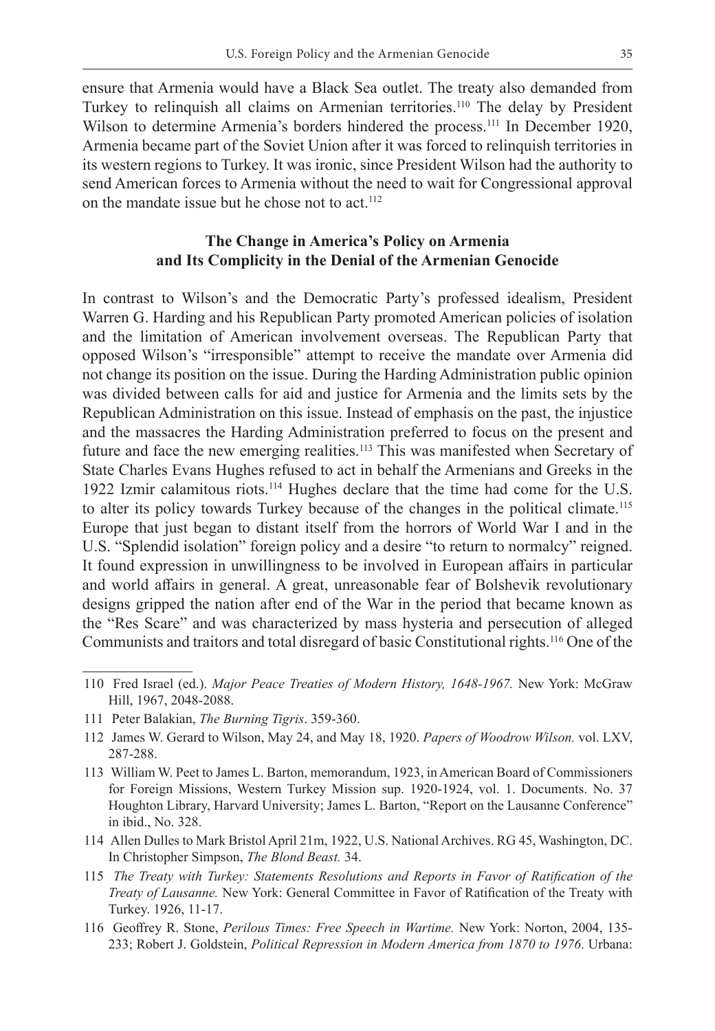ensure that Armenia would have a Black Sea outlet. The treaty also demanded from Turkey to relinquish all claims on Armenian territories.[110] The delay by President Wilson to determine Armenia's borders hindered the process.[111] In December 1920, Armenia became part of the Soviet Union after it was forced to relinquish territories in its western regions to Turkey. It was ironic, since President Wilson had the authority to send American forces to Armenia without the need to wait for Congressional approval on the mandate issue but he chose not to act.[112]

### The Change in America's Policy on Armenia and Its Complicity in the Denial of the Armenian Genocide

In contrast to Wilson's and the Democratic Party's professed idealism, President Warren G. Harding and his Republican Party promoted American policies of isolation and the limitation of American involvement overseas. The Republican Party that opposed Wilson's "irresponsible" attempt to receive the mandate over Armenia did not change its position on the issue. During the Harding Administration public opinion was divided between calls for aid and justice for Armenia and the limits sets by the Republican Administration on this issue. Instead of emphasis on the past, the injustice and the massacres the Harding Administration preferred to focus on the present and future and face the new emerging realities.[113] This was manifested when Secretary of State Charles Evans Hughes refused to act in behalf the Armenians and Greeks in the 1922 Izmir calamitous riots.[114] Hughes declare that the time had come for the U.S. to alter its policy towards Turkey because of the changes in the political climate.[115] Europe that just began to distant itself from the horrors of World War I and in the U.S. "Splendid isolation" foreign policy and a desire "to return to normalcy" reigned. It found expression in unwillingness to be involved in European affairs in particular and world affairs in general. A great, unreasonable fear of Bolshevik revolutionary designs gripped the nation after end of the War in the period that became known as the "Res Scare" and was characterized by mass hysteria and persecution of alleged Communists and traitors and total disregard of basic Constitutional rights.[116] One of the

---

110 Fred Israel (ed.). *Major Peace Treaties of Modern History, 1648-1967.* New York: McGraw Hill, 1967, 2048-2088.

111 Peter Balakian, *The Burning Tigris*. 359-360.

112 James W. Gerard to Wilson, May 24, and May 18, 1920. *Papers of Woodrow Wilson.* vol. LXV, 287-288.

113 William W. Peet to James L. Barton, memorandum, 1923, in American Board of Commissioners for Foreign Missions, Western Turkey Mission sup. 1920-1924, vol. 1. Documents. No. 37 Houghton Library, Harvard University; James L. Barton, "Report on the Lausanne Conference" in ibid., No. 328.

114 Allen Dulles to Mark Bristol April 21m, 1922, U.S. National Archives. RG 45, Washington, DC. In Christopher Simpson, *The Blond Beast.* 34.

115 *The Treaty with Turkey: Statements Resolutions and Reports in Favor of Ratification of the Treaty of Lausanne.* New York: General Committee in Favor of Ratification of the Treaty with Turkey. 1926, 11-17.

116 Geoffrey R. Stone, *Perilous Times: Free Speech in Wartime.* New York: Norton, 2004, 135-233; Robert J. Goldstein, *Political Repression in Modern America from 1870 to 1976*. Urbana: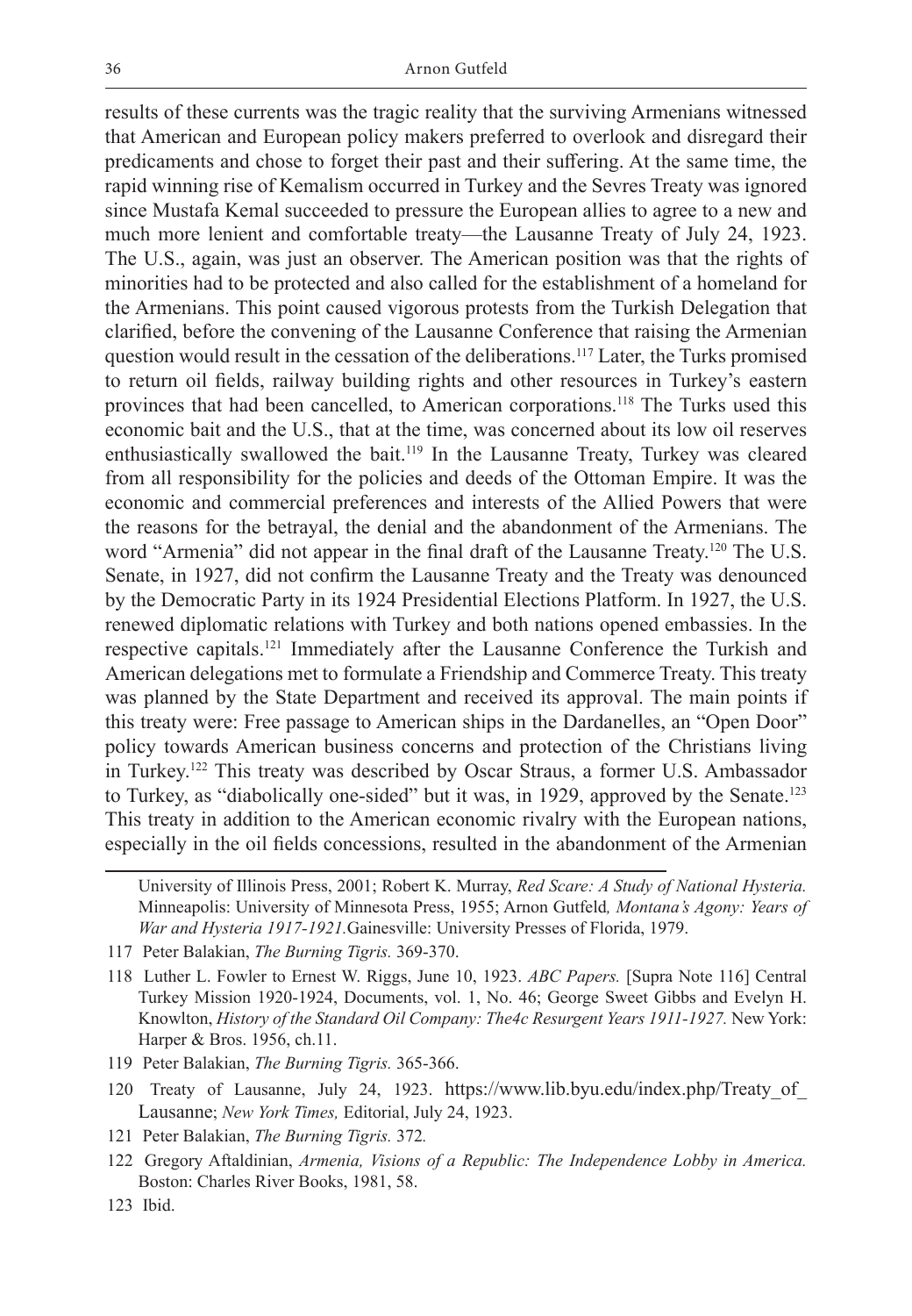results of these currents was the tragic reality that the surviving Armenians witnessed that American and European policy makers preferred to overlook and disregard their predicaments and chose to forget their past and their suffering. At the same time, the rapid winning rise of Kemalism occurred in Turkey and the Sevres Treaty was ignored since Mustafa Kemal succeeded to pressure the European allies to agree to a new and much more lenient and comfortable treaty—the Lausanne Treaty of July 24, 1923. The U.S., again, was just an observer. The American position was that the rights of minorities had to be protected and also called for the establishment of a homeland for the Armenians. This point caused vigorous protests from the Turkish Delegation that clarified, before the convening of the Lausanne Conference that raising the Armenian question would result in the cessation of the deliberations.[117] Later, the Turks promised to return oil fields, railway building rights and other resources in Turkey's eastern provinces that had been cancelled, to American corporations.[118] The Turks used this economic bait and the U.S., that at the time, was concerned about its low oil reserves enthusiastically swallowed the bait.[119] In the Lausanne Treaty, Turkey was cleared from all responsibility for the policies and deeds of the Ottoman Empire. It was the economic and commercial preferences and interests of the Allied Powers that were the reasons for the betrayal, the denial and the abandonment of the Armenians. The word "Armenia" did not appear in the final draft of the Lausanne Treaty.[120] The U.S. Senate, in 1927, did not confirm the Lausanne Treaty and the Treaty was denounced by the Democratic Party in its 1924 Presidential Elections Platform. In 1927, the U.S. renewed diplomatic relations with Turkey and both nations opened embassies. In the respective capitals.[121] Immediately after the Lausanne Conference the Turkish and American delegations met to formulate a Friendship and Commerce Treaty. This treaty was planned by the State Department and received its approval. The main points if this treaty were: Free passage to American ships in the Dardanelles, an "Open Door" policy towards American business concerns and protection of the Christians living in Turkey.[122] This treaty was described by Oscar Straus, a former U.S. Ambassador to Turkey, as "diabolically one-sided" but it was, in 1929, approved by the Senate.[123] This treaty in addition to the American economic rivalry with the European nations, especially in the oil fields concessions, resulted in the abandonment of the Armenian

---

University of Illinois Press, 2001; Robert K. Murray, *Red Scare: A Study of National Hysteria.* Minneapolis: University of Minnesota Press, 1955; Arnon Gutfeld*, Montana's Agony: Years of War and Hysteria 1917-1921.*Gainesville: University Presses of Florida, 1979.

117 Peter Balakian, *The Burning Tigris.* 369-370.

118 Luther L. Fowler to Ernest W. Riggs, June 10, 1923. *ABC Papers.* [Supra Note 116] Central Turkey Mission 1920-1924, Documents, vol. 1, No. 46; George Sweet Gibbs and Evelyn H. Knowlton, *History of the Standard Oil Company: The4c Resurgent Years 1911-1927.* New York: Harper & Bros. 1956, ch.11.

119 Peter Balakian, *The Burning Tigris.* 365-366.

120 Treaty of Lausanne, July 24, 1923. https://www.lib.byu.edu/index.php/Treaty_of_Lausanne; *New York Times,* Editorial, July 24, 1923.

121 Peter Balakian, *The Burning Tigris.* 372*.*

122 Gregory Aftaldinian, *Armenia, Visions of a Republic: The Independence Lobby in America.* Boston: Charles River Books, 1981, 58.

123 Ibid.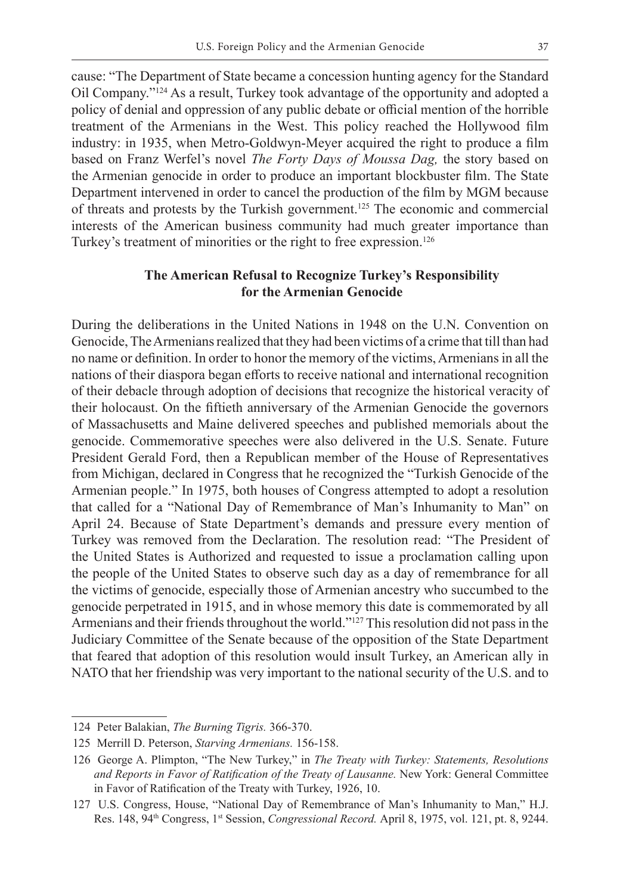cause: "The Department of State became a concession hunting agency for the Standard Oil Company."[124] As a result, Turkey took advantage of the opportunity and adopted a policy of denial and oppression of any public debate or official mention of the horrible treatment of the Armenians in the West. This policy reached the Hollywood film industry: in 1935, when Metro-Goldwyn-Meyer acquired the right to produce a film based on Franz Werfel's novel *The Forty Days of Moussa Dag,* the story based on the Armenian genocide in order to produce an important blockbuster film. The State Department intervened in order to cancel the production of the film by MGM because of threats and protests by the Turkish government.[125] The economic and commercial interests of the American business community had much greater importance than Turkey's treatment of minorities or the right to free expression.[126]

### The American Refusal to Recognize Turkey's Responsibility for the Armenian Genocide

During the deliberations in the United Nations in 1948 on the U.N. Convention on Genocide, The Armenians realized that they had been victims of a crime that till than had no name or definition. In order to honor the memory of the victims, Armenians in all the nations of their diaspora began efforts to receive national and international recognition of their debacle through adoption of decisions that recognize the historical veracity of their holocaust. On the fiftieth anniversary of the Armenian Genocide the governors of Massachusetts and Maine delivered speeches and published memorials about the genocide. Commemorative speeches were also delivered in the U.S. Senate. Future President Gerald Ford, then a Republican member of the House of Representatives from Michigan, declared in Congress that he recognized the "Turkish Genocide of the Armenian people." In 1975, both houses of Congress attempted to adopt a resolution that called for a "National Day of Remembrance of Man's Inhumanity to Man" on April 24. Because of State Department's demands and pressure every mention of Turkey was removed from the Declaration. The resolution read: "The President of the United States is Authorized and requested to issue a proclamation calling upon the people of the United States to observe such day as a day of remembrance for all the victims of genocide, especially those of Armenian ancestry who succumbed to the genocide perpetrated in 1915, and in whose memory this date is commemorated by all Armenians and their friends throughout the world."[127] This resolution did not pass in the Judiciary Committee of the Senate because of the opposition of the State Department that feared that adoption of this resolution would insult Turkey, an American ally in NATO that her friendship was very important to the national security of the U.S. and to

---

124 Peter Balakian, *The Burning Tigris.* 366-370.

125 Merrill D. Peterson, *Starving Armenians.* 156-158.

126 George A. Plimpton, "The New Turkey," in *The Treaty with Turkey: Statements, Resolutions and Reports in Favor of Ratification of the Treaty of Lausanne.* New York: General Committee in Favor of Ratification of the Treaty with Turkey, 1926, 10.

127 U.S. Congress, House, "National Day of Remembrance of Man's Inhumanity to Man," H.J. Res. 148, 94th Congress, 1st Session, *Congressional Record.* April 8, 1975, vol. 121, pt. 8, 9244.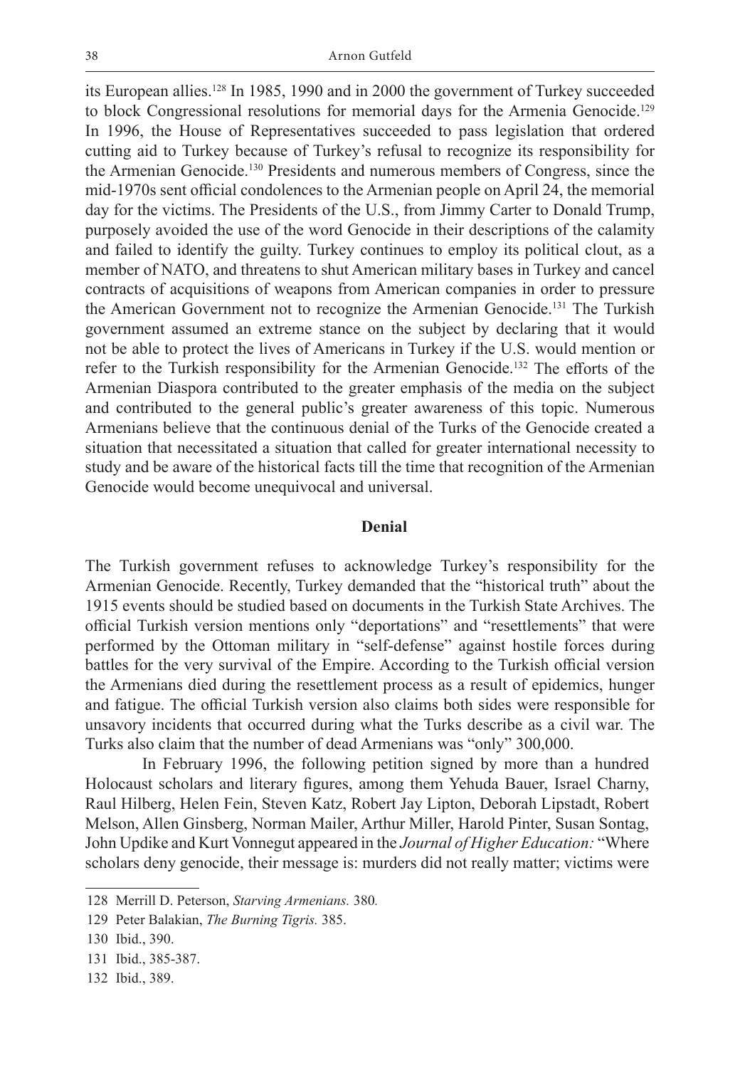its European allies.[128] In 1985, 1990 and in 2000 the government of Turkey succeeded to block Congressional resolutions for memorial days for the Armenia Genocide.[129] In 1996, the House of Representatives succeeded to pass legislation that ordered cutting aid to Turkey because of Turkey's refusal to recognize its responsibility for the Armenian Genocide.[130] Presidents and numerous members of Congress, since the mid-1970s sent official condolences to the Armenian people on April 24, the memorial day for the victims. The Presidents of the U.S., from Jimmy Carter to Donald Trump, purposely avoided the use of the word Genocide in their descriptions of the calamity and failed to identify the guilty. Turkey continues to employ its political clout, as a member of NATO, and threatens to shut American military bases in Turkey and cancel contracts of acquisitions of weapons from American companies in order to pressure the American Government not to recognize the Armenian Genocide.[131] The Turkish government assumed an extreme stance on the subject by declaring that it would not be able to protect the lives of Americans in Turkey if the U.S. would mention or refer to the Turkish responsibility for the Armenian Genocide.[132] The efforts of the Armenian Diaspora contributed to the greater emphasis of the media on the subject and contributed to the general public's greater awareness of this topic. Numerous Armenians believe that the continuous denial of the Turks of the Genocide created a situation that necessitated a situation that called for greater international necessity to study and be aware of the historical facts till the time that recognition of the Armenian Genocide would become unequivocal and universal.

## Denial

The Turkish government refuses to acknowledge Turkey's responsibility for the Armenian Genocide. Recently, Turkey demanded that the "historical truth" about the 1915 events should be studied based on documents in the Turkish State Archives. The official Turkish version mentions only "deportations" and "resettlements" that were performed by the Ottoman military in "self-defense" against hostile forces during battles for the very survival of the Empire. According to the Turkish official version the Armenians died during the resettlement process as a result of epidemics, hunger and fatigue. The official Turkish version also claims both sides were responsible for unsavory incidents that occurred during what the Turks describe as a civil war. The Turks also claim that the number of dead Armenians was "only" 300,000.

In February 1996, the following petition signed by more than a hundred Holocaust scholars and literary figures, among them Yehuda Bauer, Israel Charny, Raul Hilberg, Helen Fein, Steven Katz, Robert Jay Lipton, Deborah Lipstadt, Robert Melson, Allen Ginsberg, Norman Mailer, Arthur Miller, Harold Pinter, Susan Sontag, John Updike and Kurt Vonnegut appeared in the *Journal of Higher Education:* "Where scholars deny genocide, their message is: murders did not really matter; victims were

---

128 Merrill D. Peterson, *Starving Armenians.* 380*.*

129 Peter Balakian, *The Burning Tigris.* 385.

130 Ibid., 390.

131 Ibid., 385-387.

132 Ibid., 389.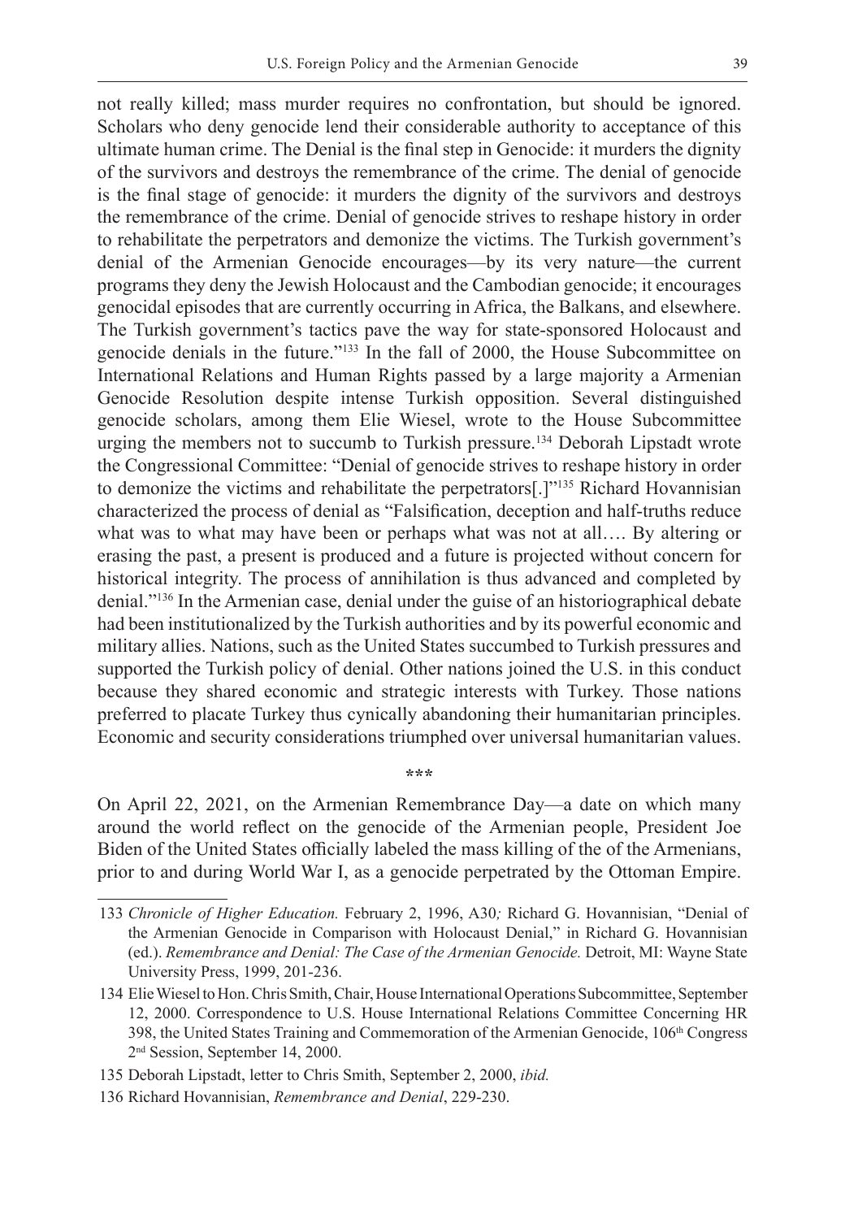not really killed; mass murder requires no confrontation, but should be ignored. Scholars who deny genocide lend their considerable authority to acceptance of this ultimate human crime. The Denial is the final step in Genocide: it murders the dignity of the survivors and destroys the remembrance of the crime. The denial of genocide is the final stage of genocide: it murders the dignity of the survivors and destroys the remembrance of the crime. Denial of genocide strives to reshape history in order to rehabilitate the perpetrators and demonize the victims. The Turkish government's denial of the Armenian Genocide encourages—by its very nature—the current programs they deny the Jewish Holocaust and the Cambodian genocide; it encourages genocidal episodes that are currently occurring in Africa, the Balkans, and elsewhere. The Turkish government's tactics pave the way for state-sponsored Holocaust and genocide denials in the future."[133] In the fall of 2000, the House Subcommittee on International Relations and Human Rights passed by a large majority a Armenian Genocide Resolution despite intense Turkish opposition. Several distinguished genocide scholars, among them Elie Wiesel, wrote to the House Subcommittee urging the members not to succumb to Turkish pressure.[134] Deborah Lipstadt wrote the Congressional Committee: "Denial of genocide strives to reshape history in order to demonize the victims and rehabilitate the perpetrators[.]"[135] Richard Hovannisian characterized the process of denial as "Falsification, deception and half-truths reduce what was to what may have been or perhaps what was not at all…. By altering or erasing the past, a present is produced and a future is projected without concern for historical integrity. The process of annihilation is thus advanced and completed by denial."[136] In the Armenian case, denial under the guise of an historiographical debate had been institutionalized by the Turkish authorities and by its powerful economic and military allies. Nations, such as the United States succumbed to Turkish pressures and supported the Turkish policy of denial. Other nations joined the U.S. in this conduct because they shared economic and strategic interests with Turkey. Those nations preferred to placate Turkey thus cynically abandoning their humanitarian principles. Economic and security considerations triumphed over universal humanitarian values.

\*\*\*

On April 22, 2021, on the Armenian Remembrance Day—a date on which many around the world reflect on the genocide of the Armenian people, President Joe Biden of the United States officially labeled the mass killing of the of the Armenians, prior to and during World War I, as a genocide perpetrated by the Ottoman Empire.

---

133 *Chronicle of Higher Education.* February 2, 1996, A30*;* Richard G. Hovannisian, "Denial of the Armenian Genocide in Comparison with Holocaust Denial," in Richard G. Hovannisian (ed.). *Remembrance and Denial: The Case of the Armenian Genocide.* Detroit, MI: Wayne State University Press, 1999, 201-236.

134 Elie Wiesel to Hon. Chris Smith, Chair, House International Operations Subcommittee, September 12, 2000. Correspondence to U.S. House International Relations Committee Concerning HR 398, the United States Training and Commemoration of the Armenian Genocide, 106th Congress 2nd Session, September 14, 2000.

135 Deborah Lipstadt, letter to Chris Smith, September 2, 2000, *ibid.*

136 Richard Hovannisian, *Remembrance and Denial*, 229-230.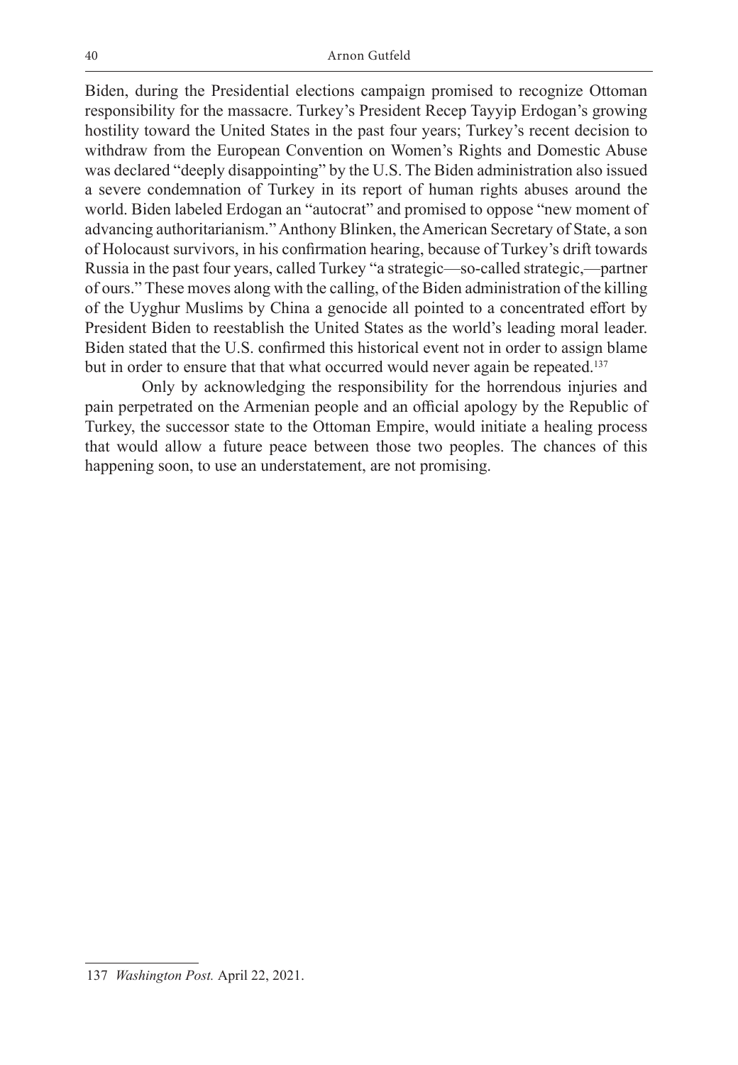Biden, during the Presidential elections campaign promised to recognize Ottoman responsibility for the massacre. Turkey's President Recep Tayyip Erdogan's growing hostility toward the United States in the past four years; Turkey's recent decision to withdraw from the European Convention on Women's Rights and Domestic Abuse was declared "deeply disappointing" by the U.S. The Biden administration also issued a severe condemnation of Turkey in its report of human rights abuses around the world. Biden labeled Erdogan an "autocrat" and promised to oppose "new moment of advancing authoritarianism." Anthony Blinken, the American Secretary of State, a son of Holocaust survivors, in his confirmation hearing, because of Turkey's drift towards Russia in the past four years, called Turkey "a strategic—so-called strategic,—partner of ours." These moves along with the calling, of the Biden administration of the killing of the Uyghur Muslims by China a genocide all pointed to a concentrated effort by President Biden to reestablish the United States as the world's leading moral leader. Biden stated that the U.S. confirmed this historical event not in order to assign blame but in order to ensure that that what occurred would never again be repeated.[137]

Only by acknowledging the responsibility for the horrendous injuries and pain perpetrated on the Armenian people and an official apology by the Republic of Turkey, the successor state to the Ottoman Empire, would initiate a healing process that would allow a future peace between those two peoples. The chances of this happening soon, to use an understatement, are not promising.

---

137 *Washington Post.* April 22, 2021.